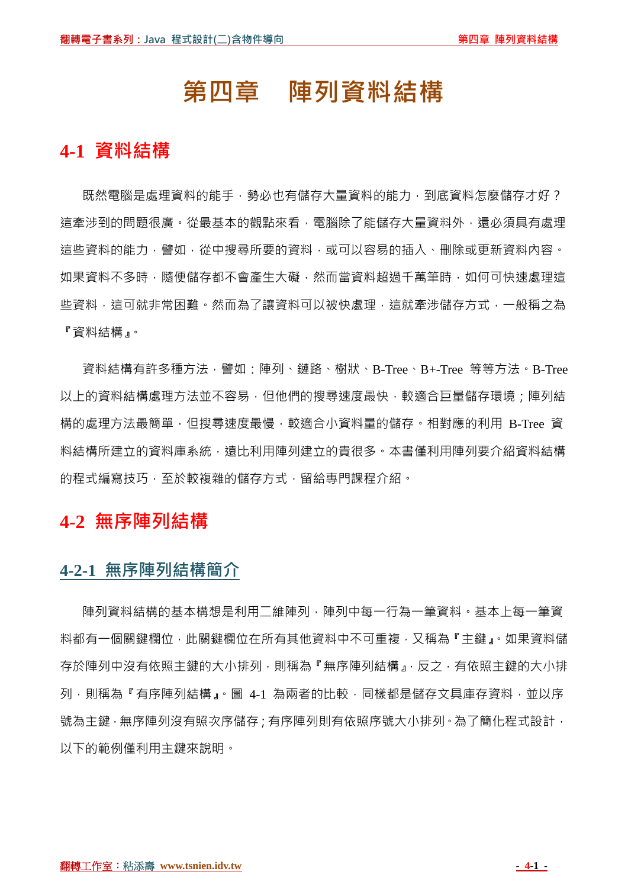# 第四章　陣列資料結構

## 4-1 資料結構

既然電腦是處理資料的能手，勢必也有儲存大量資料的能力，到底資料怎麼儲存才好？這牽涉到的問題很廣。從最基本的觀點來看，電腦除了能儲存大量資料外，還必須具有處理這些資料的能力，譬如，從中搜尋所要的資料，或可以容易的插入、刪除或更新資料內容。如果資料不多時，隨便儲存都不會產生大礙，然而當資料超過千萬筆時，如何可快速處理這些資料，這可就非常困難。然而為了讓資料可以被快處理，這就牽涉儲存方式，一般稱之為『資料結構』。

資料結構有許多種方法，譬如：陣列、鏈路、樹狀、B-Tree、B+-Tree 等等方法。B-Tree 以上的資料結構處理方法並不容易，但他們的搜尋速度最快，較適合巨量儲存環境；陣列結構的處理方法最簡單，但搜尋速度最慢，較適合小資料量的儲存。相對應的利用 B-Tree 資料結構所建立的資料庫系統，遠比利用陣列建立的貴很多。本書僅利用陣列要介紹資料結構的程式編寫技巧，至於較複雜的儲存方式，留給專門課程介紹。

## 4-2 無序陣列結構

### 4-2-1 無序陣列結構簡介

陣列資料結構的基本構想是利用二維陣列，陣列中每一行為一筆資料。基本上每一筆資料都有一個關鍵欄位，此關鍵欄位在所有其他資料中不可重複，又稱為『主鍵』。如果資料儲存於陣列中沒有依照主鍵的大小排列，則稱為『無序陣列結構』，反之，有依照主鍵的大小排列，則稱為『有序陣列結構』。圖 4-1 為兩者的比較，同樣都是儲存文具庫存資料，並以序號為主鍵，無序陣列沒有照次序儲存；有序陣列則有依照序號大小排列。為了簡化程式設計，以下的範例僅利用主鍵來說明。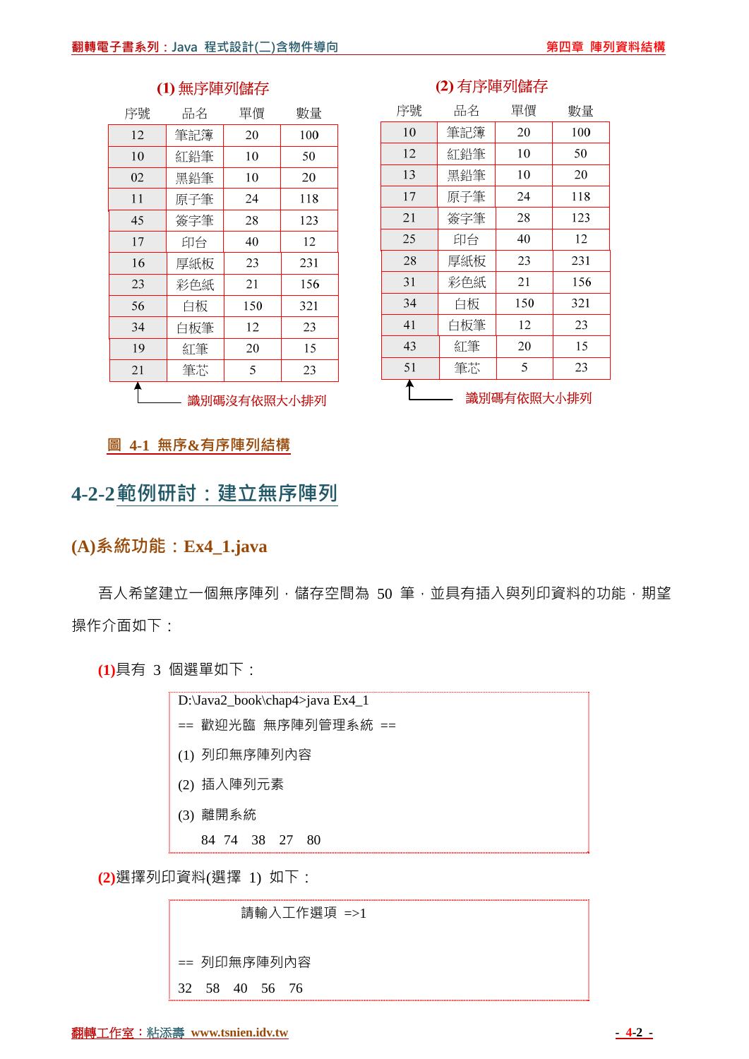**(1) 無序陣列儲存**

| 序號 | 品名 | 單價 | 數量 |
|---|---|---|---|
| 12 | 筆記簿 | 20 | 100 |
| 10 | 紅鉛筆 | 10 | 50 |
| 02 | 黑鉛筆 | 10 | 20 |
| 11 | 原子筆 | 24 | 118 |
| 45 | 簽字筆 | 28 | 123 |
| 17 | 印台 | 40 | 12 |
| 16 | 厚紙板 | 23 | 231 |
| 23 | 彩色紙 | 21 | 156 |
| 56 | 白板 | 150 | 321 |
| 34 | 白板筆 | 12 | 23 |
| 19 | 紅筆 | 20 | 15 |
| 21 | 筆芯 | 5 | 23 |

識別碼沒有依照大小排列

**(2) 有序陣列儲存**

| 序號 | 品名 | 單價 | 數量 |
|---|---|---|---|
| 10 | 筆記簿 | 20 | 100 |
| 12 | 紅鉛筆 | 10 | 50 |
| 13 | 黑鉛筆 | 10 | 20 |
| 17 | 原子筆 | 24 | 118 |
| 21 | 簽字筆 | 28 | 123 |
| 25 | 印台 | 40 | 12 |
| 28 | 厚紙板 | 23 | 231 |
| 31 | 彩色紙 | 21 | 156 |
| 34 | 白板 | 150 | 321 |
| 41 | 白板筆 | 12 | 23 |
| 43 | 紅筆 | 20 | 15 |
| 51 | 筆芯 | 5 | 23 |

識別碼有依照大小排列

圖 4-1 無序&有序陣列結構

## 4-2-2 範例研討：建立無序陣列

### (A)系統功能：Ex4_1.java

吾人希望建立一個無序陣列，儲存空間為 50 筆，並具有插入與列印資料的功能，期望操作介面如下：

**(1)**具有 3 個選單如下：

```
D:\Java2_book\chap4>java Ex4_1
== 歡迎光臨  無序陣列管理系統  ==
(1) 列印無序陣列內容
(2) 插入陣列元素
(3) 離開系統
    84  74   38   27   80
```

**(2)**選擇列印資料(選擇 1) 如下：

```
            請輸入工作選項 =>1

== 列印無序陣列內容
32   58   40   56   76
```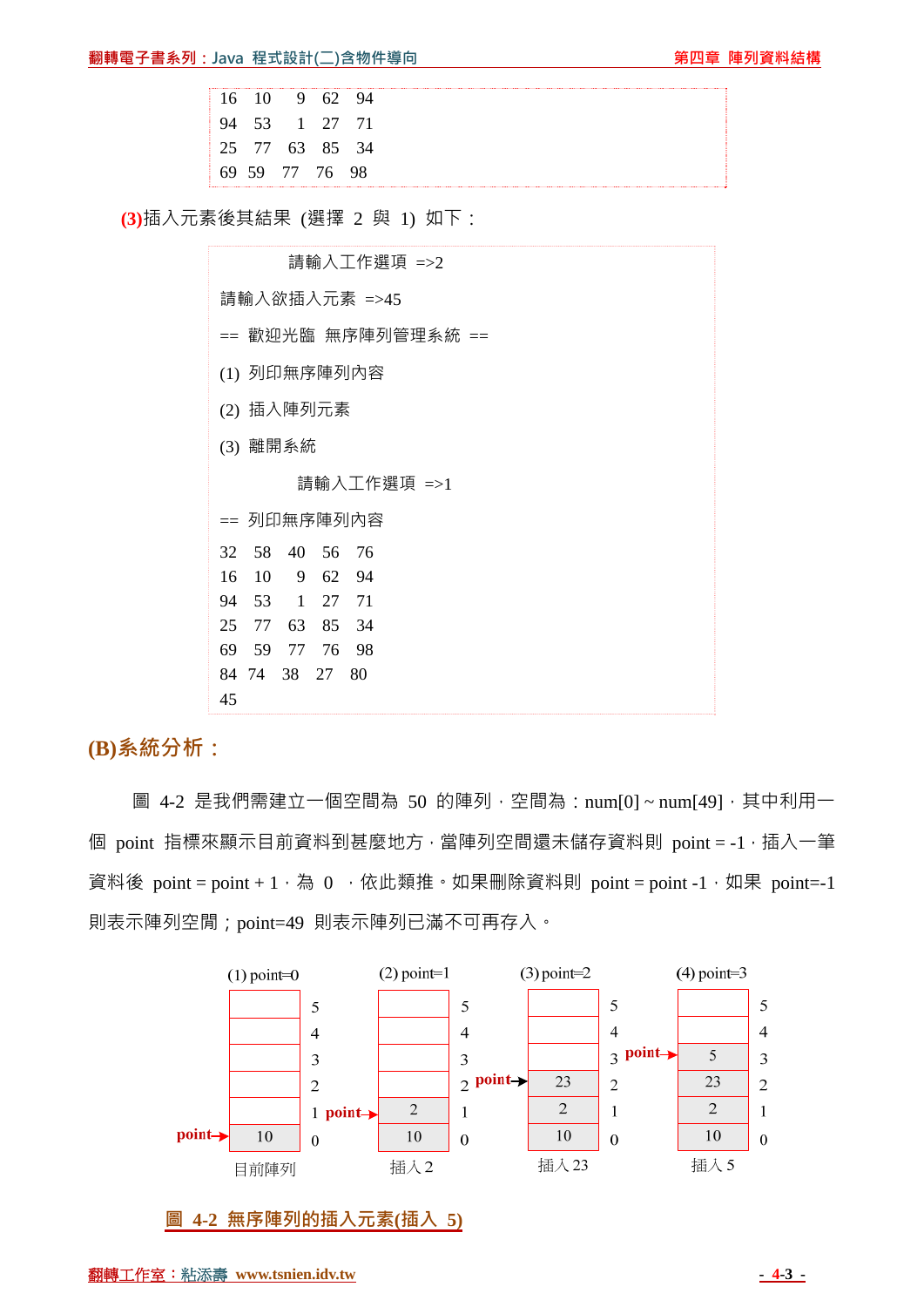```
16   10    9   62   94
94   53    1   27   71
25   77   63   85   34
69  59   77   76   98
```

**(3)**插入元素後其結果 (選擇 2 與 1) 如下：

```
          請輸入工作選項 =>2
請輸入欲插入元素 =>45
== 歡迎光臨 無序陣列管理系統 ==
(1) 列印無序陣列內容
(2) 插入陣列元素
(3) 離開系統
           請輸入工作選項 =>1
== 列印無序陣列內容
32   58   40   56   76
16   10    9   62   94
94   53    1   27   71
25   77   63   85   34
69   59   77   76   98
84  74   38   27   80
45
```

## (B)系統分析：

圖 4-2 是我們需建立一個空間為 50 的陣列，空間為：num[0] ~ num[49]，其中利用一個 point 指標來顯示目前資料到甚麼地方，當陣列空間還未儲存資料則 point = -1，插入一筆資料後 point = point + 1，為 0 ，依此類推。如果刪除資料則 point = point -1，如果 point=-1 則表示陣列空間；point=49 則表示陣列已滿不可再存入。

| 索引 | (1) point=0<br>目前陣列 | (2) point=1<br>插入 2 | (3) point=2<br>插入 23 | (4) point=3<br>插入 5 |
|---|---|---|---|---|
| 5 | | | | |
| 4 | | | | |
| 3 | | | | 5 ← point |
| 2 | | | 23 ← point | 23 |
| 1 | | 2 ← point | 2 | 2 |
| 0 | 10 ← point | 10 | 10 | 10 |

圖 4-2 無序陣列的插入元素(插入 5)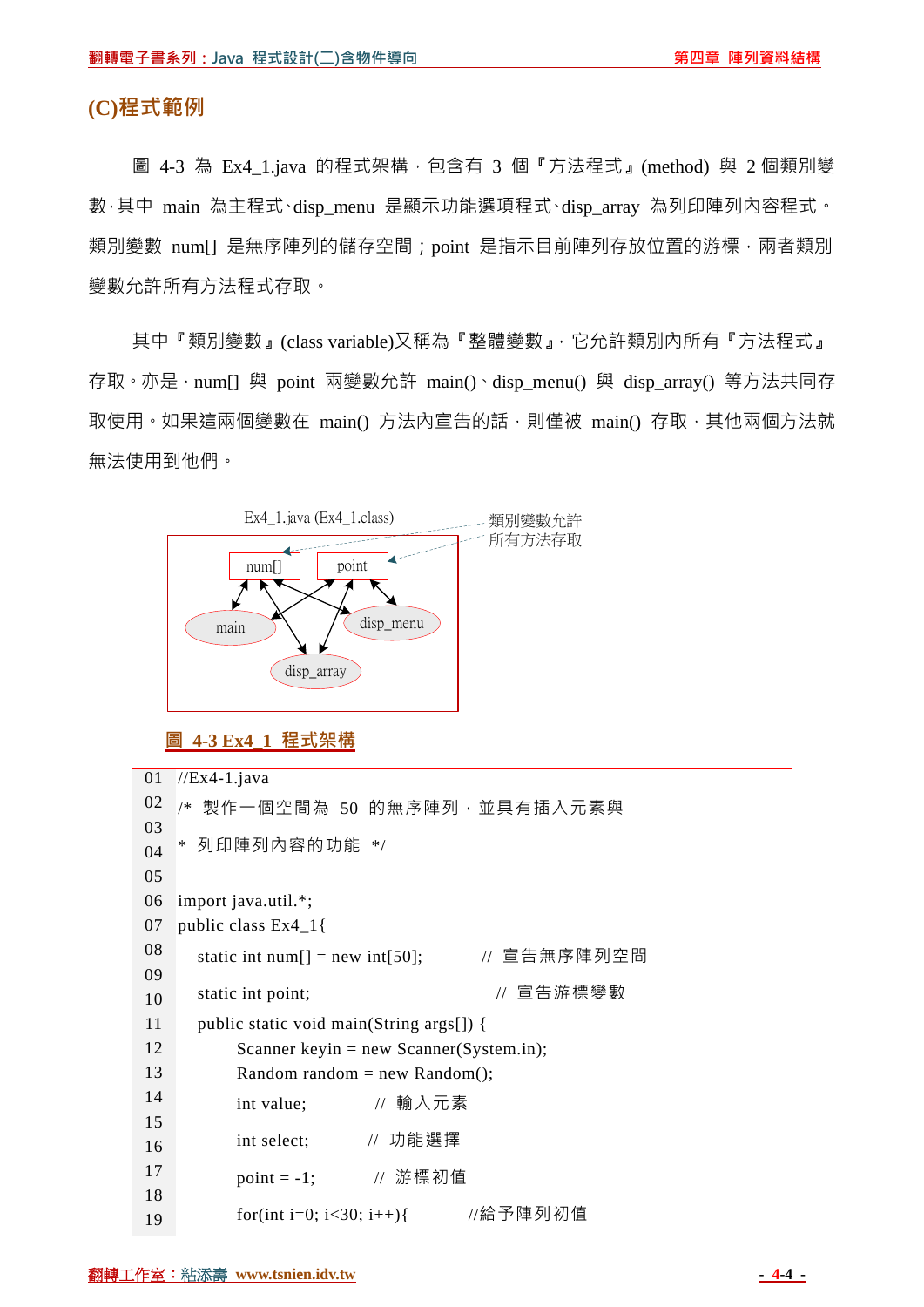## (C)程式範例

圖 4-3 為 Ex4_1.java 的程式架構，包含有 3 個『方法程式』(method) 與 2 個類別變數，其中 main 為主程式、disp_menu 是顯示功能選項程式、disp_array 為列印陣列內容程式。類別變數 num[] 是無序陣列的儲存空間；point 是指示目前陣列存放位置的游標，兩者類別變數允許所有方法程式存取。

其中『類別變數』(class variable)又稱為『整體變數』，它允許類別內所有『方法程式』存取。亦是，num[] 與 point 兩變數允許 main()、disp_menu() 與 disp_array() 等方法共同存取使用。如果這兩個變數在 main() 方法內宣告的話，則僅被 main() 存取，其他兩個方法就無法使用到他們。

Ex4_1.java (Ex4_1.class)

類別變數允許所有方法存取

num[]　point

main　disp_menu　disp_array

**圖 4-3 Ex4_1 程式架構**

```
01  //Ex4-1.java
02  /* 製作一個空間為 50 的無序陣列，並具有插入元素與
03
04  * 列印陣列內容的功能 */
05
06  import java.util.*;
07  public class Ex4_1{
08     static int num[] = new int[50];        // 宣告無序陣列空間
09
10     static int point;                        // 宣告游標變數
11     public static void main(String args[]) {
12         Scanner keyin = new Scanner(System.in);
13         Random random = new Random();
14         int value;          // 輸入元素
15
16         int select;        // 功能選擇
17         point = -1;         // 游標初值
18
19         for(int i=0; i<30; i++){        //給予陣列初值
```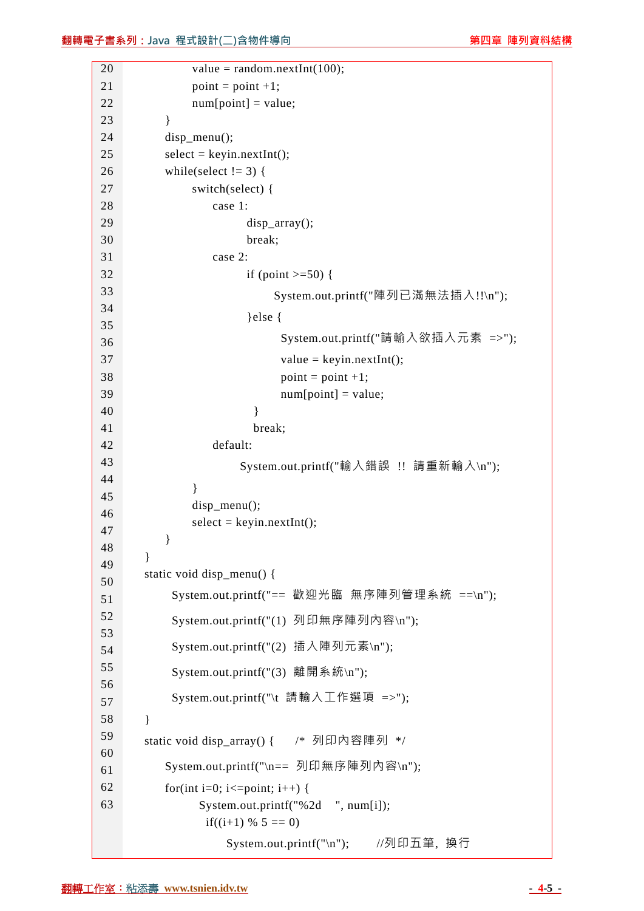```
20              value = random.nextInt(100);
21              point = point +1;
22              num[point] = value;
23          }
24          disp_menu();
25          select = keyin.nextInt();
26          while(select != 3) {
27              switch(select) {
28                  case 1:
29                      disp_array();
30                      break;
31                  case 2:
32                      if (point >=50) {
33                          System.out.printf("陣列已滿無法插入!!\n");
34                      }else {
35                          System.out.printf("請輸入欲插入元素 =>");
36                          value = keyin.nextInt();
37                          point = point +1;
38                          num[point] = value;
39                      }
40                      break;
41                  default:
42                      System.out.printf("輸入錯誤 !! 請重新輸入\n");
43              }
44              disp_menu();
45              select = keyin.nextInt();
46          }
47      }
48      static void disp_menu() {
49          System.out.printf("== 歡迎光臨 無序陣列管理系統 ==\n");
50          System.out.printf("(1) 列印無序陣列內容\n");
51          System.out.printf("(2) 插入陣列元素\n");
52          System.out.printf("(3) 離開系統\n");
53          System.out.printf("\t 請輸入工作選項 =>");
54      }
55      static void disp_array() {    /* 列印內容陣列 */
56          System.out.printf("\n== 列印無序陣列內容\n");
57          for(int i=0; i<=point; i++) {
58              System.out.printf("%2d    ", num[i]);
59              if((i+1) % 5 == 0)
60                  System.out.printf("\n");      //列印五筆，換行
```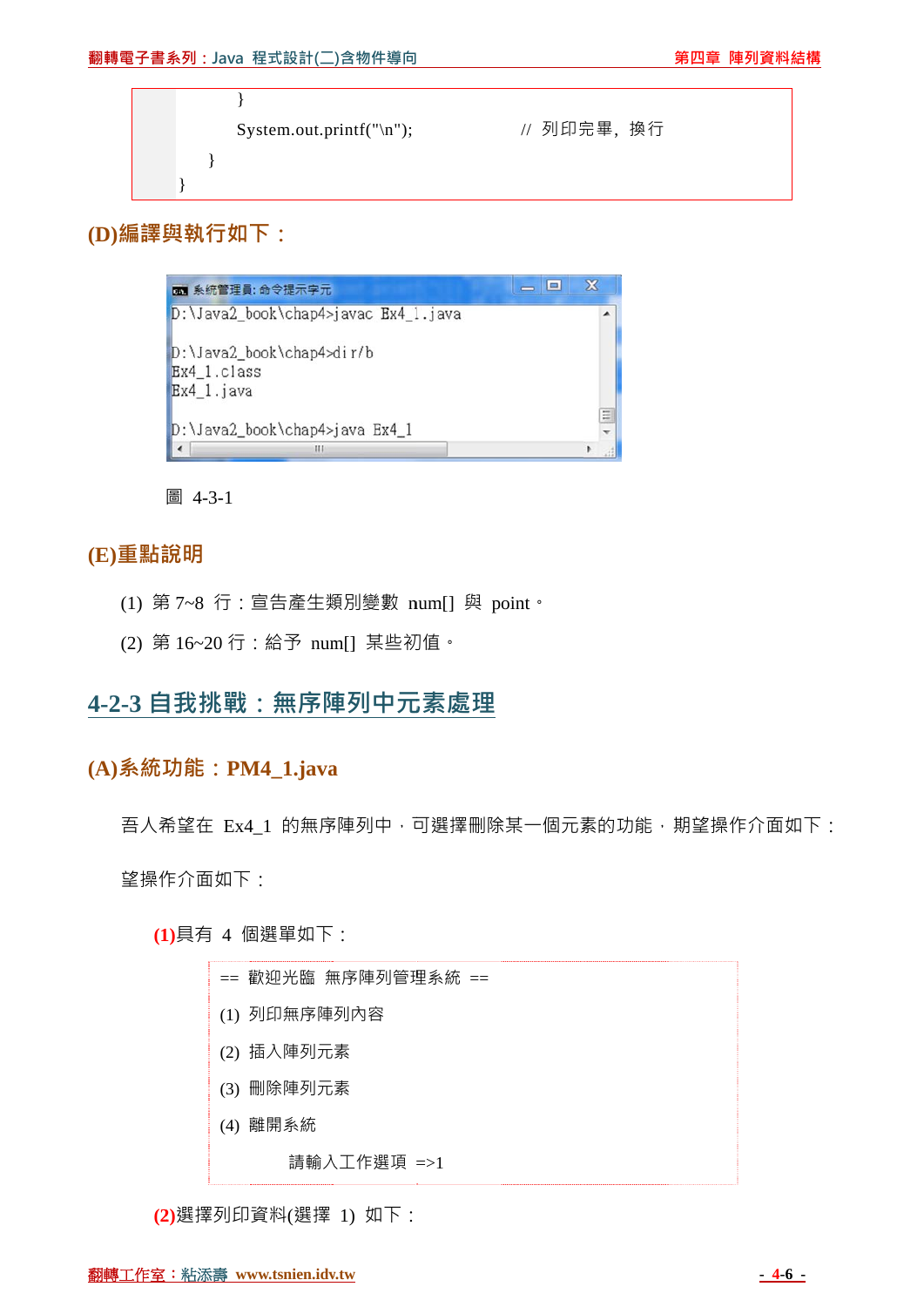```
        }
        System.out.printf("\n");            // 列印完畢，換行
    }
}
```

### (D)編譯與執行如下：

```
D:\Java2_book\chap4>javac Ex4_1.java

D:\Java2_book\chap4>dir/b
Ex4_1.class
Ex4_1.java

D:\Java2_book\chap4>java Ex4_1
```

圖 4-3-1

### (E)重點說明

(1) 第 7~8 行：宣告產生類別變數 num[] 與 point。

(2) 第 16~20 行：給予 num[] 某些初值。

## 4-2-3 自我挑戰：無序陣列中元素處理

### (A)系統功能：PM4_1.java

吾人希望在 Ex4_1 的無序陣列中，可選擇刪除某一個元素的功能，期望操作介面如下：

望操作介面如下：

**(1)**具有 4 個選單如下：

```
== 歡迎光臨 無序陣列管理系統 ==
(1) 列印無序陣列內容
(2) 插入陣列元素
(3) 刪除陣列元素
(4) 離開系統
        請輸入工作選項 =>1
```

**(2)**選擇列印資料(選擇 1) 如下：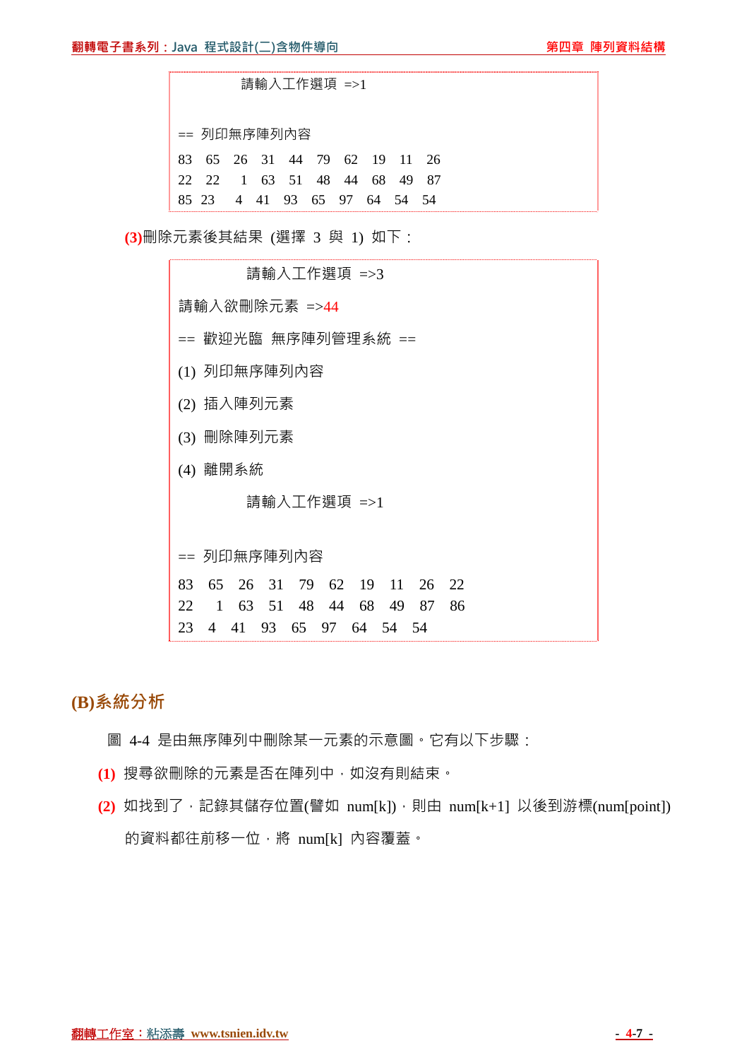```
          請輸入工作選項 =>1


== 列印無序陣列內容
83   65   26   31   44   79   62   19   11   26
22   22    1   63   51   48   44   68   49   87
85  23    4   41   93   65   97   64   54   54
```

**(3)**刪除元素後其結果 (選擇 3 與 1) 如下：

```
          請輸入工作選項 =>3
請輸入欲刪除元素 =>44
== 歡迎光臨 無序陣列管理系統 ==
(1) 列印無序陣列內容
(2) 插入陣列元素
(3) 刪除陣列元素
(4) 離開系統
          請輸入工作選項 =>1


== 列印無序陣列內容
83   65   26   31   79   62   19   11   26   22
22    1   63   51   48   44   68   49   87   86
23   4   41   93   65   97   64   54   54
```

## (B)系統分析

圖 4-4 是由無序陣列中刪除某一元素的示意圖。它有以下步驟：

**(1)** 搜尋欲刪除的元素是否在陣列中，如沒有則結束。

**(2)** 如找到了，記錄其儲存位置(譬如 num[k])，則由 num[k+1] 以後到游標(num[point]) 的資料都往前移一位，將 num[k] 內容覆蓋。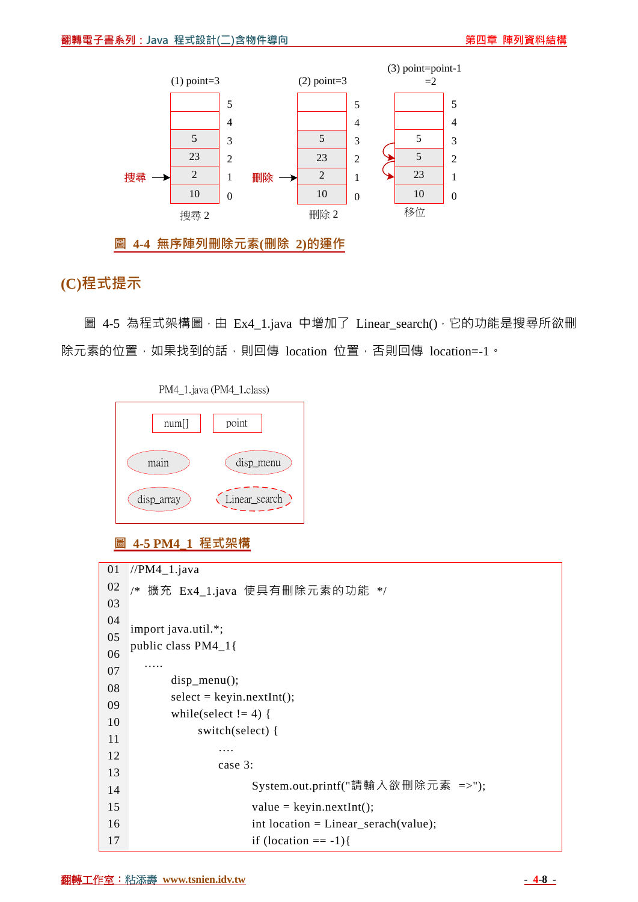(1) point=3　　(2) point=3　　(3) point=point-1 =2

| 索引 | (1) | (2) | (3) |
|---|---|---|---|
| 5 | | | |
| 4 | | | |
| 3 | 5 | 5 | 5 |
| 2 | 23 | 23 | 5 |
| 1 | 2 ← 搜尋 | 2 ← 刪除 | 23 |
| 0 | 10 | 10 | 10 |
| | 搜尋 2 | 刪除 2 | 移位 |

圖 4-4 無序陣列刪除元素(刪除 2)的運作

## (C)程式提示

圖 4-5 為程式架構圖，由 Ex4_1.java 中增加了 Linear_search()，它的功能是搜尋所欲刪除元素的位置，如果找到的話，則回傳 location 位置，否則回傳 location=-1。

PM4_1.java (PM4_1.class)

- num[]
- point
- main
- disp_menu
- disp_array
- Linear_search

圖 4-5 PM4_1 程式架構

```
01  //PM4_1.java
02  /* 擴充 Ex4_1.java 使具有刪除元素的功能 */
03
04  import java.util.*;
05  public class PM4_1{
06    .....
07          disp_menu();
08          select = keyin.nextInt();
09          while(select != 4) {
10                switch(select) {
11                    ....
12                    case 3:
13                           System.out.printf("請輸入欲刪除元素 =>");
14                           value = keyin.nextInt();
15                           int location = Linear_serach(value);
16                           if (location == -1){
17
```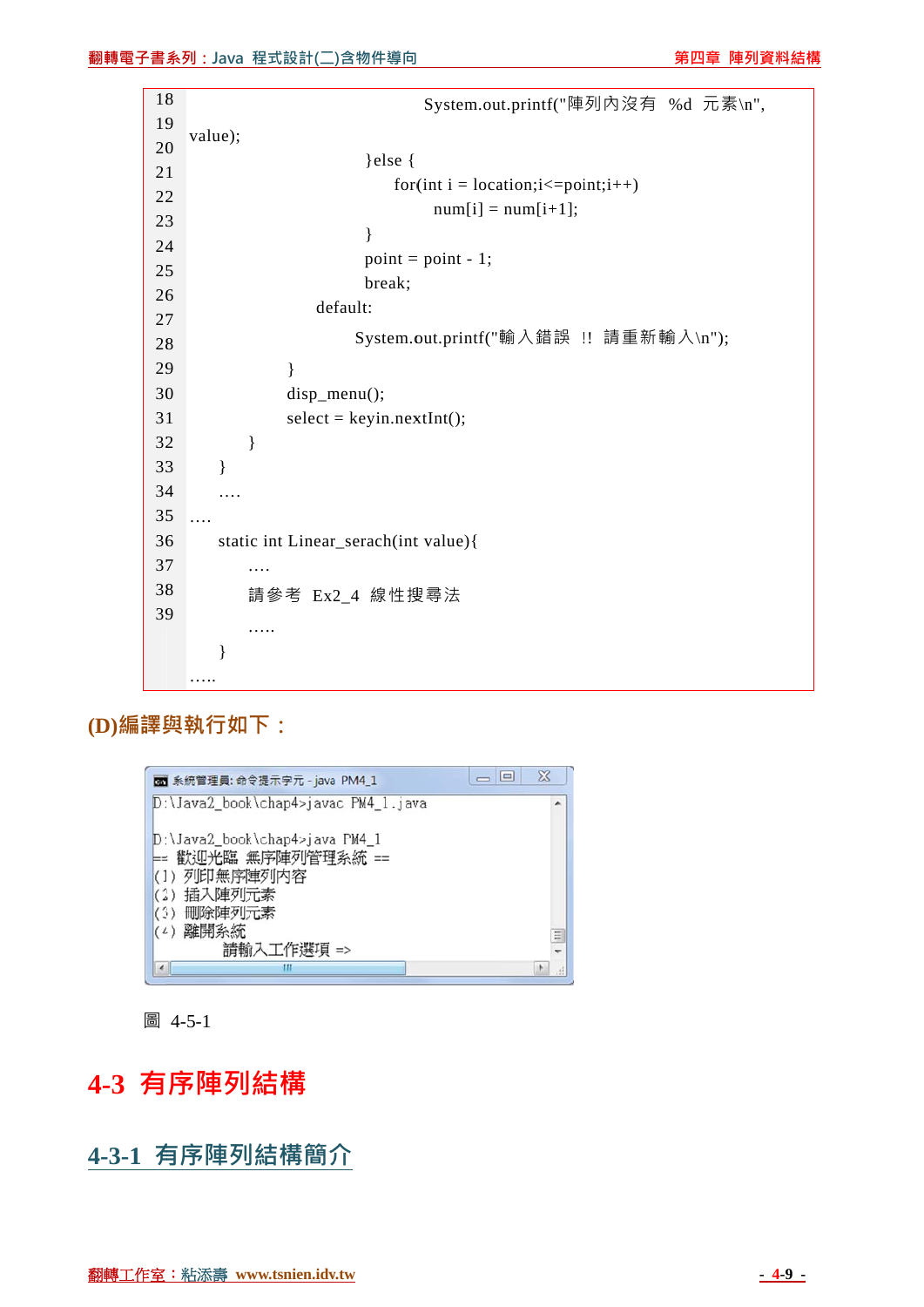```
18                                          System.out.printf("陣列內沒有  %d  元素\n",
19  value);
20                              }else {
21                                  for(int i = location;i<=point;i++)
22                                      num[i] = num[i+1];
23                              }
24                              point = point - 1;
25                              break;
26                          default:
27                              System.out.printf("輸入錯誤  !!  請重新輸入\n");
28                  }
29                  disp_menu();
30                  select = keyin.nextInt();
31          }
32      }
33      ....
34  ....
35      static int Linear_serach(int value){
36          ....
37          請參考  Ex2_4  線性搜尋法
38          .....
39      }
    .....
```

**(D)編譯與執行如下：**

```
D:\Java2_book\chap4>javac PM4_1.java

D:\Java2_book\chap4>java PM4_1
== 歡迎光臨 無序陣列管理系統 ==
(1) 列印無序陣列內容
(2) 插入陣列元素
(3) 刪除陣列元素
(4) 離開系統
        請輸入工作選項 =>
```

圖 4-5-1

# 4-3 有序陣列結構

## 4-3-1 有序陣列結構簡介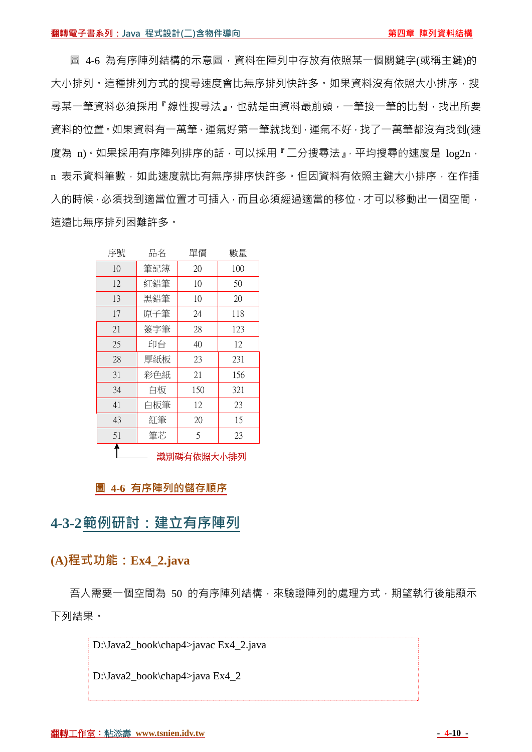圖 4-6 為有序陣列結構的示意圖，資料在陣列中存放有依照某一個關鍵字(或稱主鍵)的大小排列。這種排列方式的搜尋速度會比無序排列快許多。如果資料沒有依照大小排序，搜尋某一筆資料必須採用『線性搜尋法』，也就是由資料最前頭，一筆接一筆的比對，找出所要資料的位置。如果資料有一萬筆，運氣好第一筆就找到，運氣不好，找了一萬筆都沒有找到(速度為 n)。如果採用有序陣列排序的話，可以採用『二分搜尋法』，平均搜尋的速度是 log2n，n 表示資料筆數，如此速度就比有無序排序快許多。但因資料有依照主鍵大小排序，在作插入的時候，必須找到適當位置才可插入，而且必須經過適當的移位，才可以移動出一個空間，這遠比無序排列困難許多。

| 序號 | 品名 | 單價 | 數量 |
|---|---|---|---|
| 10 | 筆記簿 | 20 | 100 |
| 12 | 紅鉛筆 | 10 | 50 |
| 13 | 黑鉛筆 | 10 | 20 |
| 17 | 原子筆 | 24 | 118 |
| 21 | 簽字筆 | 28 | 123 |
| 25 | 印台 | 40 | 12 |
| 28 | 厚紙板 | 23 | 231 |
| 31 | 彩色紙 | 21 | 156 |
| 34 | 白板 | 150 | 321 |
| 41 | 白板筆 | 12 | 23 |
| 43 | 紅筆 | 20 | 15 |
| 51 | 筆芯 | 5 | 23 |

識別碼有依照大小排列

圖 4-6 有序陣列的儲存順序

## 4-3-2 範例研討：建立有序陣列

### (A)程式功能：Ex4_2.java

吾人需要一個空間為 50 的有序陣列結構，來驗證陣列的處理方式，期望執行後能顯示下列結果。

```
D:\Java2_book\chap4>javac Ex4_2.java

D:\Java2_book\chap4>java Ex4_2
```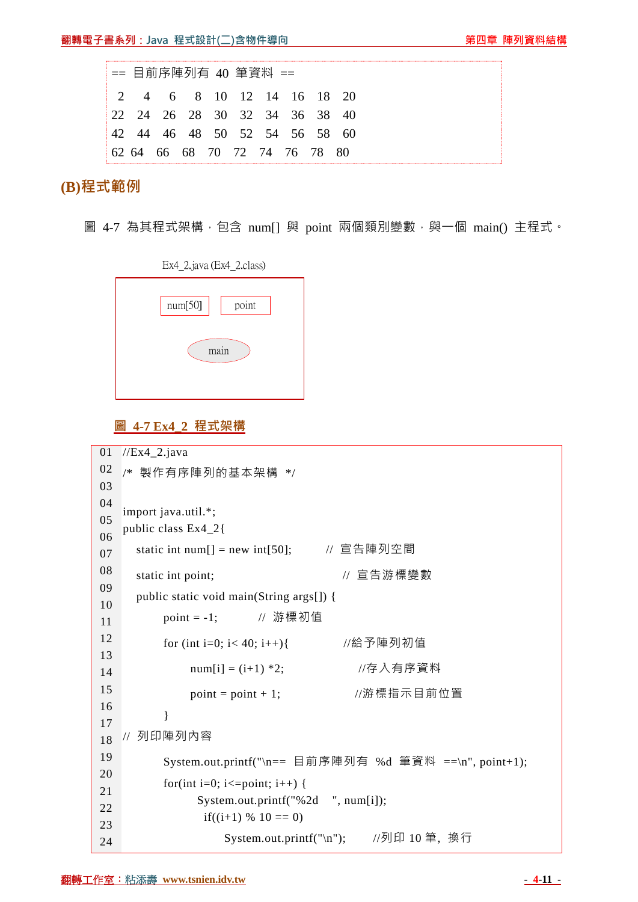```
== 目前序陣列有 40 筆資料 ==
 2   4   6   8  10  12  14  16  18  20
22  24  26  28  30  32  34  36  38  40
42  44  46  48  50  52  54  56  58  60
62  64  66  68  70  72  74  76  78  80
```

## (B)程式範例

圖 4-7 為其程式架構，包含 num[] 與 point 兩個類別變數，與一個 main() 主程式。

Ex4_2.java (Ex4_2.class)

num[50]　point

main

圖 4-7 Ex4_2 程式架構

```
01  //Ex4_2.java
02  /* 製作有序陣列的基本架構 */
03
04  import java.util.*;
05  public class Ex4_2{
06      static int num[] = new int[50];        // 宣告陣列空間
07      static int point;                       // 宣告游標變數
08      public static void main(String args[]) {
09          point = -1;          // 游標初值
10          for (int i=0; i< 40; i++){            //給予陣列初值
11              num[i] = (i+1) *2;               //存入有序資料
12              point = point + 1;               //游標指示目前位置
13          }
14  // 列印陣列內容
15          System.out.printf("\n== 目前序陣列有 %d 筆資料 ==\n", point+1);
16          for(int i=0; i<=point; i++) {
17              System.out.printf("%2d   ", num[i]);
18              if((i+1) % 10 == 0)
19                  System.out.printf("\n");        //列印 10 筆, 換行
20
21
22
23
24
```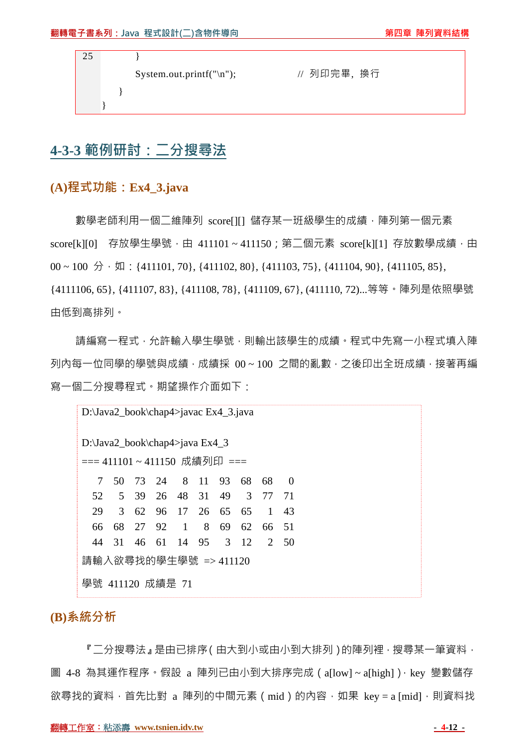```
25        }
          System.out.printf("\n");              // 列印完畢，換行
      }
  }
```

## 4-3-3 範例研討：二分搜尋法

### (A)程式功能：Ex4_3.java

數學老師利用一個二維陣列 score[][] 儲存某一班級學生的成績，陣列第一個元素 score[k][0] 存放學生學號，由 411101 ~ 411150；第二個元素 score[k][1] 存放數學成績，由 00 ~ 100 分，如：{411101, 70}, {411102, 80}, {411103, 75}, {411104, 90}, {411105, 85}, {4111106, 65}, {411107, 83}, {411108, 78}, {411109, 67}, (411110, 72)...等等。陣列是依照學號由低到高排列。

請編寫一程式，允許輸入學生學號，則輸出該學生的成績。程式中先寫一小程式填入陣列內每一位同學的學號與成績，成績採 00 ~ 100 之間的亂數，之後印出全班成績，接著再編寫一個二分搜尋程式。期望操作介面如下：

```
D:\Java2_book\chap4>javac Ex4_3.java

D:\Java2_book\chap4>java Ex4_3
=== 411101 ~ 411150 成績列印 ===
   7  50  73  24   8  11  93  68  68   0
  52   5  39  26  48  31  49   3  77  71
  29   3  62  96  17  26  65  65   1  43
  66  68  27  92   1   8  69  62  66  51
  44  31  46  61  14  95   3  12   2  50
請輸入欲尋找的學生學號 => 411120
學號 411120 成績是 71
```

### (B)系統分析

『二分搜尋法』是由已排序(由大到小或由小到大排列)的陣列裡，搜尋某一筆資料，圖 4-8 為其運作程序。假設 a 陣列已由小到大排序完成(a[low] ~ a[high])，key 變數儲存欲尋找的資料，首先比對 a 陣列的中間元素(mid)的內容，如果 key = a [mid]，則資料找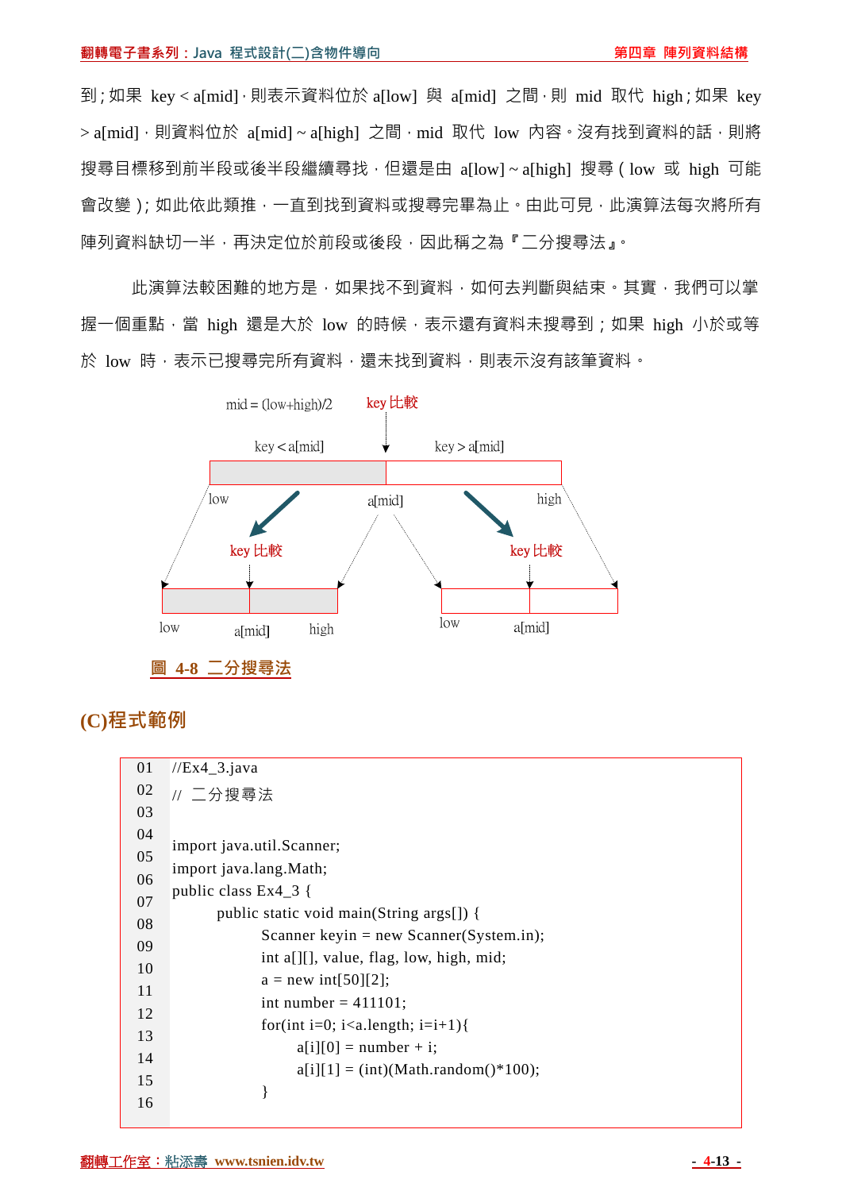到；如果 key < a[mid]，則表示資料位於 a[low] 與 a[mid] 之間，則 mid 取代 high；如果 key > a[mid]，則資料位於 a[mid] ~ a[high] 之間，mid 取代 low 內容。沒有找到資料的話，則將搜尋目標移到前半段或後半段繼續尋找，但還是由 a[low] ~ a[high] 搜尋（low 或 high 可能會改變）；如此依此類推，一直到找到資料或搜尋完畢為止。由此可見，此演算法每次將所有陣列資料缺切一半，再決定位於前段或後段，因此稱之為『二分搜尋法』。

此演算法較困難的地方是，如果找不到資料，如何去判斷與結束。其實，我們可以掌握一個重點，當 high 還是大於 low 的時候，表示還有資料未搜尋到；如果 high 小於或等於 low 時，表示已搜尋完所有資料，還未找到資料，則表示沒有該筆資料。

mid = (low+high)/2　key 比較

key < a[mid]　key > a[mid]

low　a[mid]　high

key 比較　key 比較

low　a[mid]　high　low　a[mid]

圖 4-8 二分搜尋法

## (C)程式範例

```
01  //Ex4_3.java
02  // 二分搜尋法
03
04  import java.util.Scanner;
05  import java.lang.Math;
06  public class Ex4_3 {
07          public static void main(String args[]) {
08                  Scanner keyin = new Scanner(System.in);
09                  int a[][], value, flag, low, high, mid;
10                  a = new int[50][2];
11                  int number = 411101;
12                  for(int i=0; i<a.length; i=i+1){
13                          a[i][0] = number + i;
14                          a[i][1] = (int)(Math.random()*100);
15                  }
16
```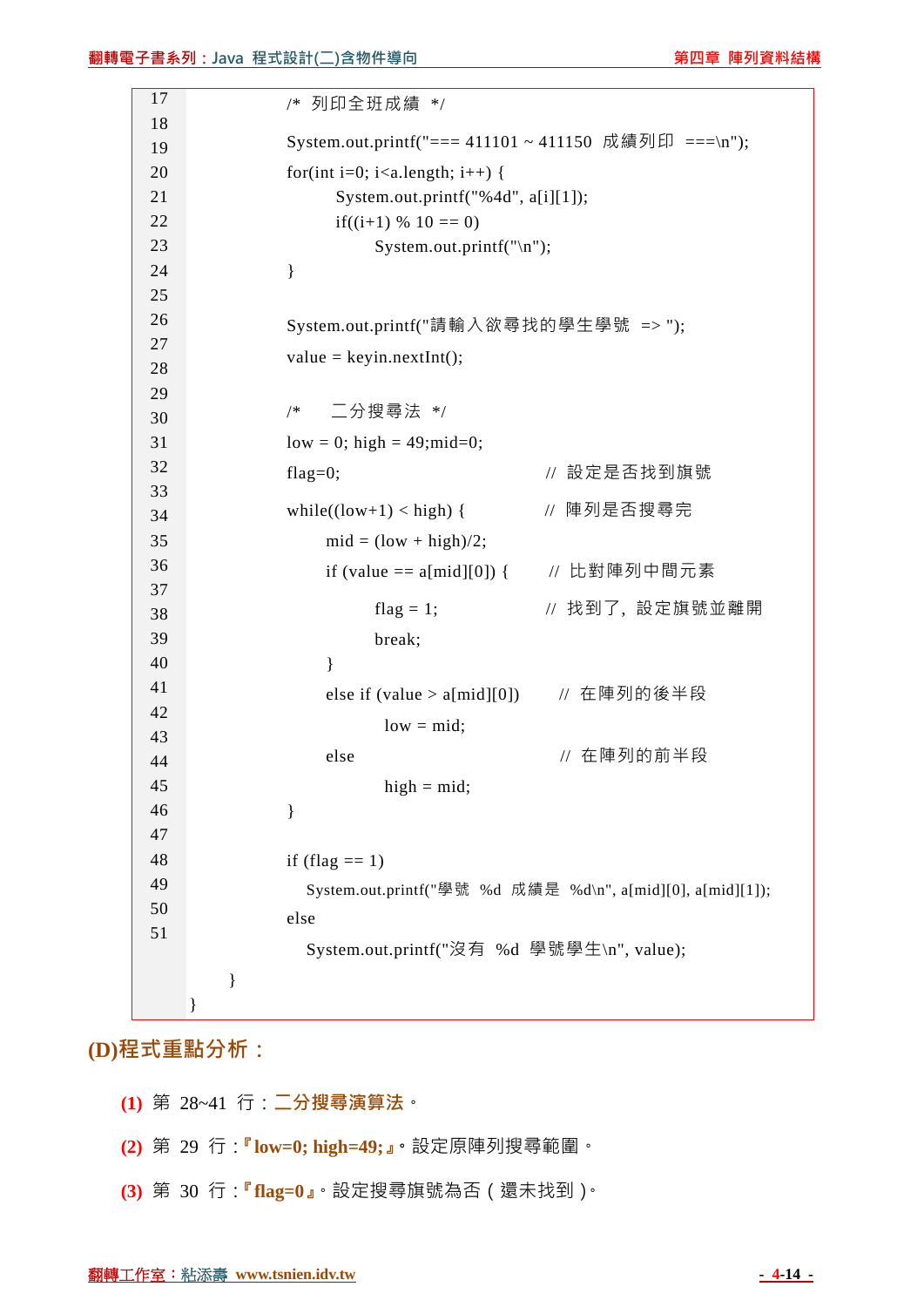```
17            /* 列印全班成績 */
18
19            System.out.printf("=== 411101 ~ 411150  成績列印  ===\n");
20            for(int i=0; i<a.length; i++) {
21                System.out.printf("%4d", a[i][1]);
22                if((i+1) % 10 == 0)
23                    System.out.printf("\n");
24            }
25
26            System.out.printf("請輸入欲尋找的學生學號 => ");
27            value = keyin.nextInt();
28
29            /*    二分搜尋法 */
30            low = 0; high = 49;mid=0;
31            flag=0;                          // 設定是否找到旗號
32
33            while((low+1) < high) {          // 陣列是否搜尋完
34                mid = (low + high)/2;
35                if (value == a[mid][0]) {     // 比對陣列中間元素
36
37                    flag = 1;                // 找到了，設定旗號並離開
38                    break;
39                }
40                else if (value > a[mid][0])   // 在陣列的後半段
41                    low = mid;
42                else                          // 在陣列的前半段
43                    high = mid;
44            }
45
46            if (flag == 1)
47              System.out.printf("學號  %d  成績是  %d\n", a[mid][0], a[mid][1]);
48            else
49              System.out.printf("沒有  %d  學號學生\n", value);
50        }
51    }
```

## (D)程式重點分析：

**(1)** 第 28~41 行：**二分搜尋演算法**。

**(2)** 第 29 行：**『low=0; high=49;』**。設定原陣列搜尋範圍。

**(3)** 第 30 行：**『flag=0』**。設定搜尋旗號為否（還未找到）。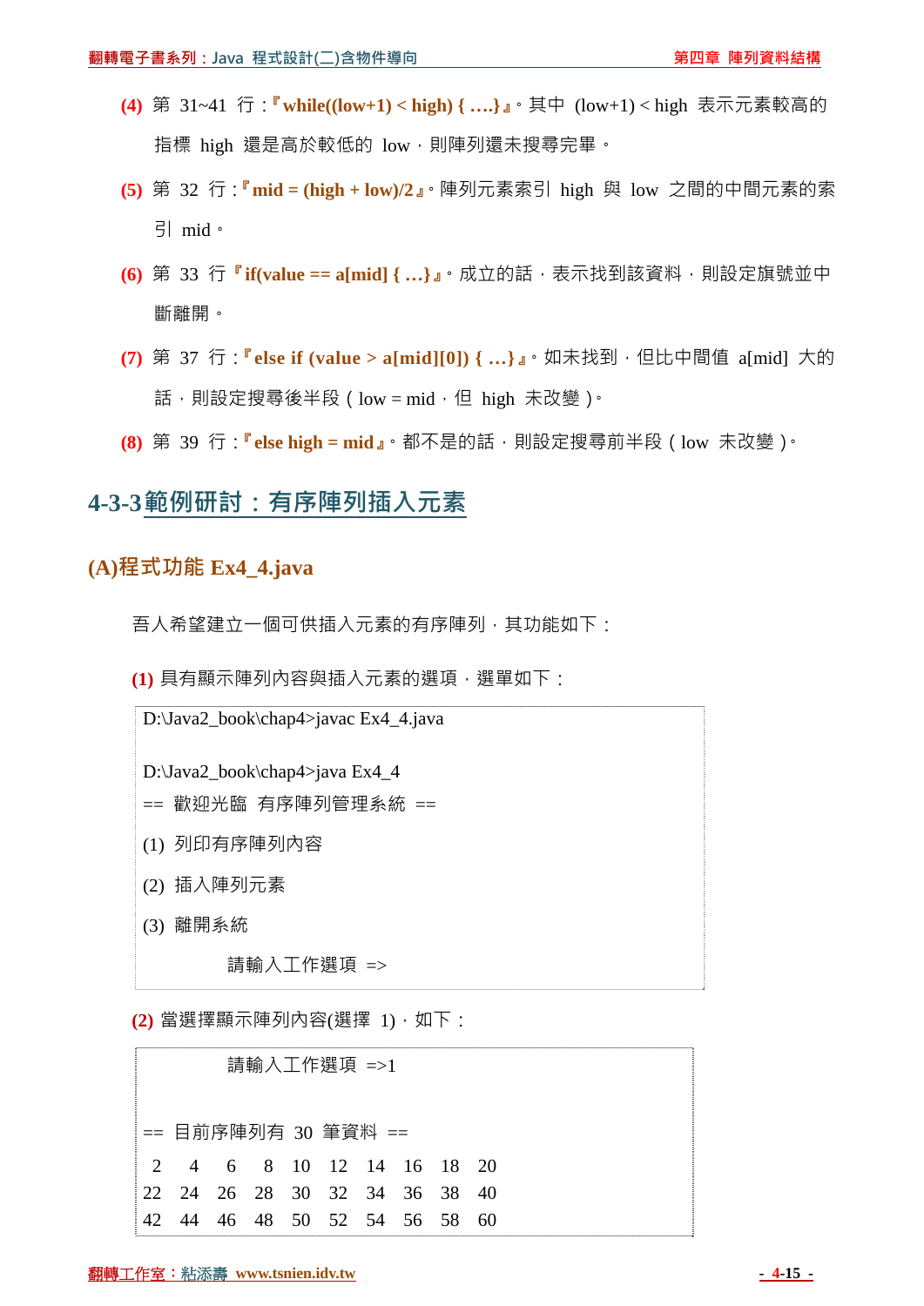**(4)** 第 31~41 行：『**while((low+1) < high) { ....}**』。其中 (low+1) < high 表示元素較高的指標 high 還是高於較低的 low，則陣列還未搜尋完畢。

**(5)** 第 32 行：『**mid = (high + low)/2**』。陣列元素索引 high 與 low 之間的中間元素的索引 mid。

**(6)** 第 33 行『**if(value == a[mid] { ...}**』。成立的話，表示找到該資料，則設定旗號並中斷離開。

**(7)** 第 37 行：『**else if (value > a[mid][0]) { ...}**』。如未找到，但比中間值 a[mid] 大的話，則設定搜尋後半段（low = mid，但 high 未改變）。

**(8)** 第 39 行：『**else high = mid**』。都不是的話，則設定搜尋前半段（low 未改變）。

## 4-3-3 範例研討：有序陣列插入元素

### (A)程式功能 Ex4_4.java

吾人希望建立一個可供插入元素的有序陣列，其功能如下：

**(1)** 具有顯示陣列內容與插入元素的選項，選單如下：

```
D:\Java2_book\chap4>javac Ex4_4.java

D:\Java2_book\chap4>java Ex4_4
== 歡迎光臨 有序陣列管理系統 ==
(1) 列印有序陣列內容
(2) 插入陣列元素
(3) 離開系統
            請輸入工作選項 =>
```

**(2)** 當選擇顯示陣列內容(選擇 1)，如下：

```
            請輸入工作選項 =>1

== 目前序陣列有 30 筆資料 ==
 2   4   6   8  10  12  14  16  18  20
22  24  26  28  30  32  34  36  38  40
42  44  46  48  50  52  54  56  58  60
```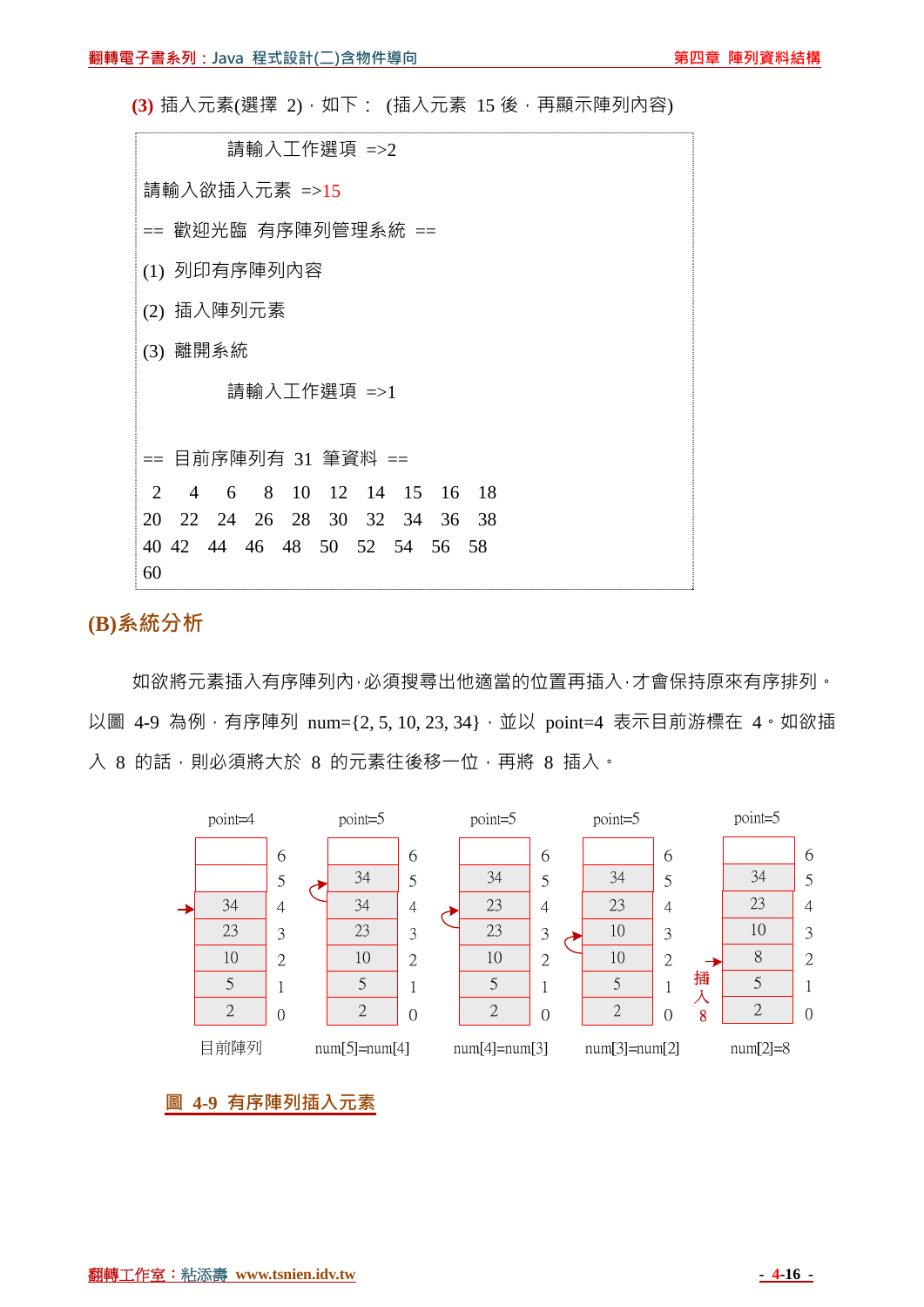**(3)** 插入元素(選擇 2)，如下： (插入元素 15 後，再顯示陣列內容)

```
            請輸入工作選項 =>2
請輸入欲插入元素 =>15
== 歡迎光臨 有序陣列管理系統 ==
(1) 列印有序陣列內容
(2) 插入陣列元素
(3) 離開系統
            請輸入工作選項 =>1

== 目前序陣列有 31 筆資料 ==
 2   4   6   8  10  12  14  15  16  18
20  22  24  26  28  30  32  34  36  38
40 42  44  46  48  50  52  54  56  58
60
```

## (B)系統分析

如欲將元素插入有序陣列內，必須搜尋出他適當的位置再插入，才會保持原來有序排列。以圖 4-9 為例，有序陣列 num={2, 5, 10, 23, 34}，並以 point=4 表示目前游標在 4。如欲插入 8 的話，則必須將大於 8 的元素往後移一位，再將 8 插入。

| index | 目前陣列 (point=4) | num[5]=num[4] (point=5) | num[4]=num[3] (point=5) | num[3]=num[2] (point=5) | num[2]=8 (point=5) |
|---|---|---|---|---|---|
| 6 | | | | | |
| 5 | | 34 | 34 | 34 | 34 |
| 4 | 34 | 34 | 23 | 23 | 23 |
| 3 | 23 | 23 | 23 | 10 | 10 |
| 2 | 10 | 10 | 10 | 10 | 8 |
| 1 | 5 | 5 | 5 | 5 | 5 |
| 0 | 2 | 2 | 2 | 2 | 2 |

圖 4-9 有序陣列插入元素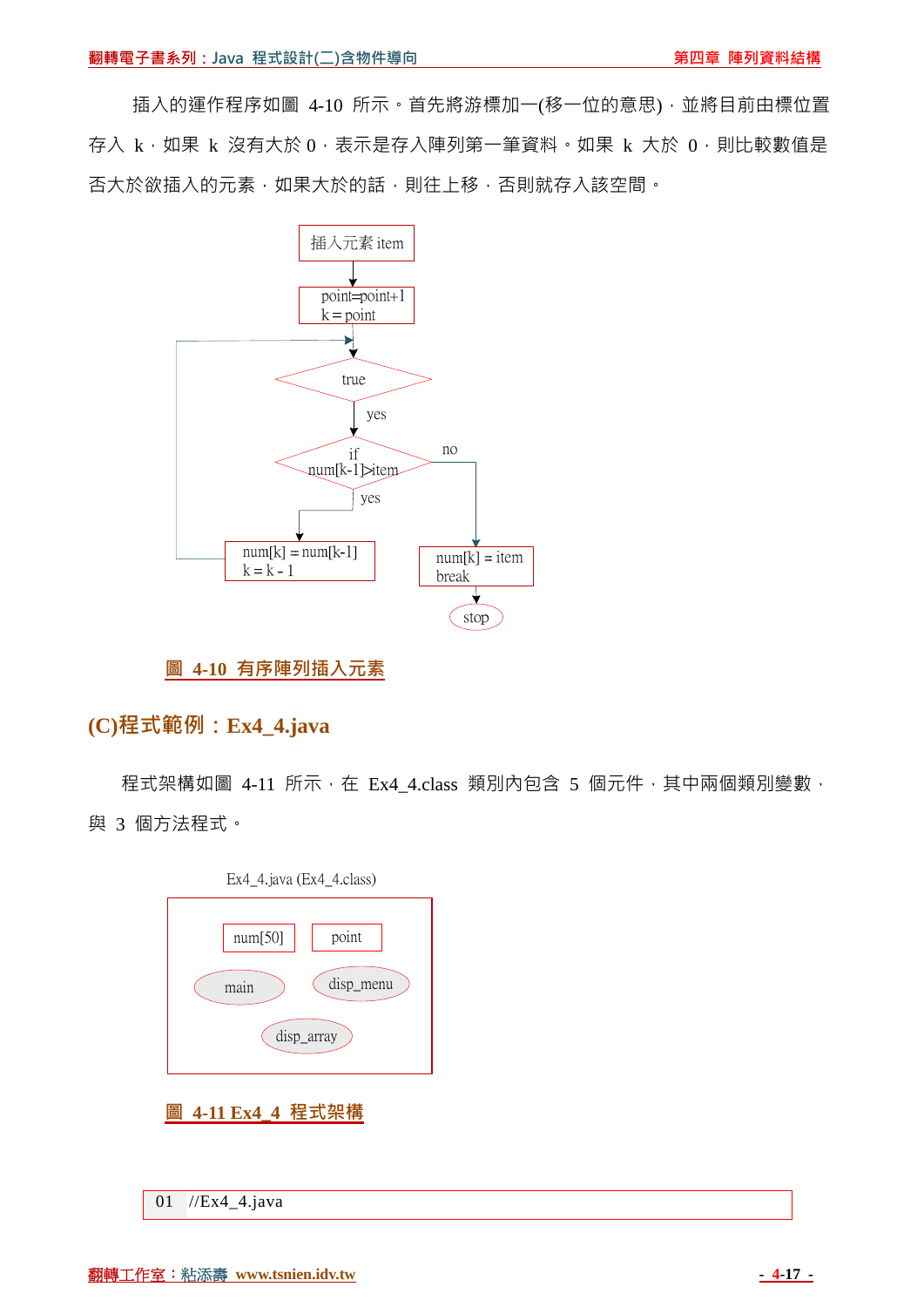插入的運作程序如圖 4-10 所示。首先將游標加一(移一位的意思)，並將目前由標位置存入 k，如果 k 沒有大於 0，表示是存入陣列第一筆資料。如果 k 大於 0，則比較數值是否大於欲插入的元素，如果大於的話，則往上移，否則就存入該空間。

圖 4-10 有序陣列插入元素

## (C)程式範例：Ex4_4.java

程式架構如圖 4-11 所示，在 Ex4_4.class 類別內包含 5 個元件，其中兩個類別變數，與 3 個方法程式。

圖 4-11 Ex4_4 程式架構

```
01 //Ex4_4.java
```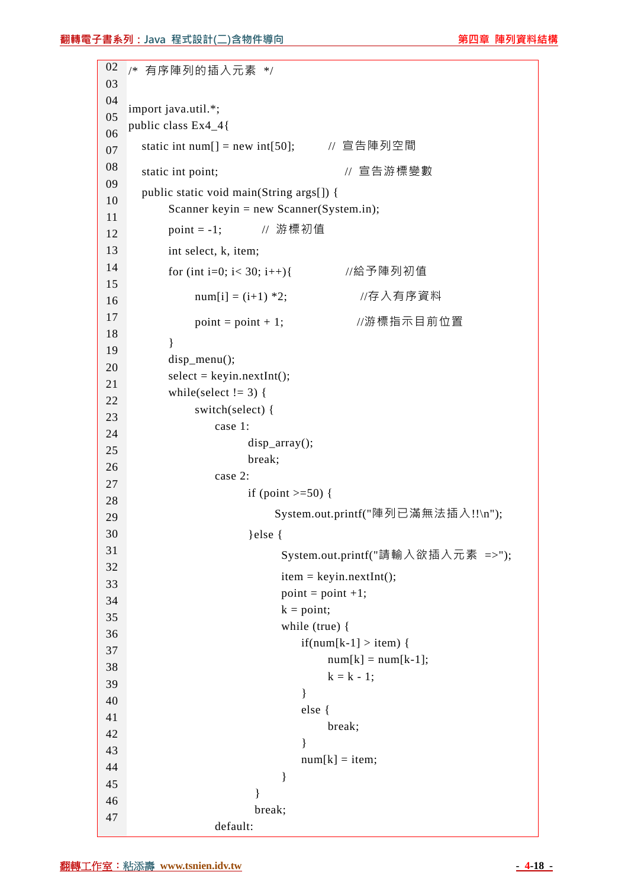```
02  /* 有序陣列的插入元素 */
03
04  import java.util.*;
05  public class Ex4_4{
06     static int num[] = new int[50];       // 宣告陣列空間
07     static int point;                     // 宣告游標變數
08     public static void main(String args[]) {
09         Scanner keyin = new Scanner(System.in);
10         point = -1;         // 游標初值
11         int select, k, item;
12         for (int i=0; i< 30; i++){             //給予陣列初值
13             num[i] = (i+1) *2;                 //存入有序資料
14             point = point + 1;                 //游標指示目前位置
15         }
16         disp_menu();
17         select = keyin.nextInt();
18         while(select != 3) {
19             switch(select) {
20                 case 1:
21                     disp_array();
22                     break;
23                 case 2:
24                     if (point >=50) {
25                         System.out.printf("陣列已滿無法插入!!\n");
26                     }else {
27                         System.out.printf("請輸入欲插入元素 =>");
28                         item = keyin.nextInt();
29                         point = point +1;
30                         k = point;
31                         while (true) {
32                             if(num[k-1] > item) {
33                                 num[k] = num[k-1];
34                                 k = k - 1;
35                             }
36                             else {
37                                 break;
38                             }
39                             num[k] = item;
40                         }
41                     }
42                     break;
43                 default:
```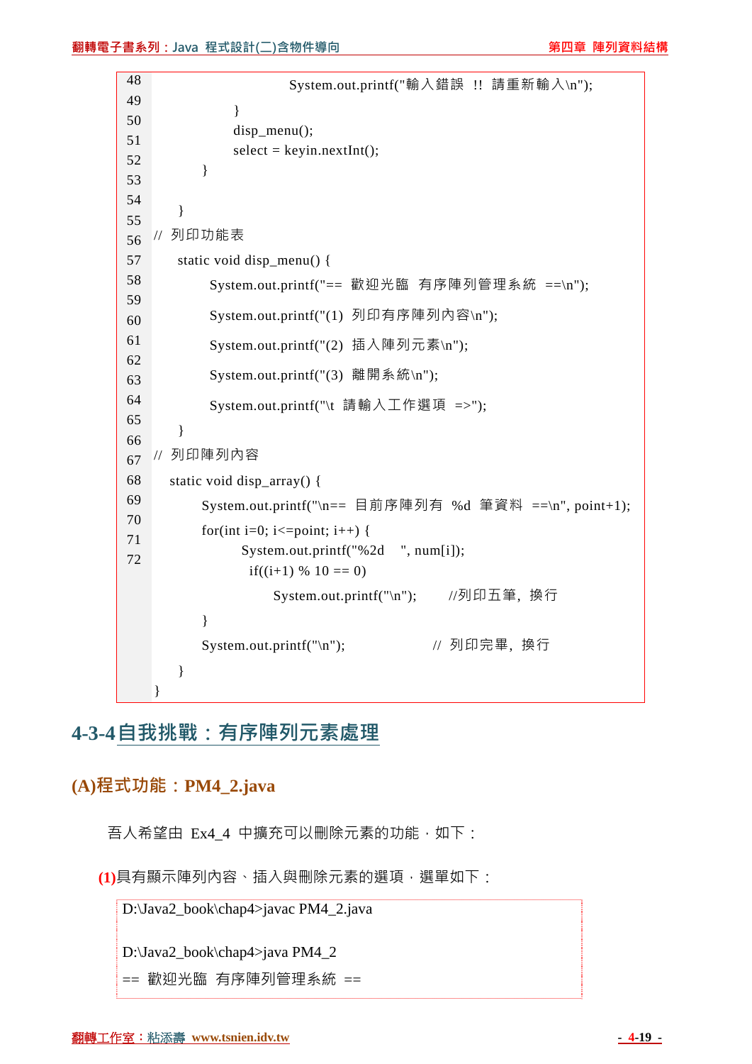```
48                          System.out.printf("輸入錯誤 !! 請重新輸入\n");
49                  }
50                  disp_menu();
51                  select = keyin.nextInt();
52              }
53
54      }
55  // 列印功能表
56      static void disp_menu() {
57          System.out.printf("== 歡迎光臨 有序陣列管理系統 ==\n");
58          System.out.printf("(1) 列印有序陣列內容\n");
59          System.out.printf("(2) 插入陣列元素\n");
60          System.out.printf("(3) 離開系統\n");
61          System.out.printf("\t 請輸入工作選項 =>");
62      }
63  // 列印陣列內容
64     static void disp_array() {
65         System.out.printf("\n== 目前序陣列有 %d 筆資料 ==\n", point+1);
66         for(int i=0; i<=point; i++) {
67                 System.out.printf("%2d    ", num[i]);
68                  if((i+1) % 10 == 0)
69                      System.out.printf("\n");      //列印五筆, 換行
70         }
71         System.out.printf("\n");                // 列印完畢, 換行
72     }
   }
```

## 4-3-4 自我挑戰：有序陣列元素處理

### (A)程式功能：PM4_2.java

吾人希望由 Ex4_4 中擴充可以刪除元素的功能，如下：

**(1)**具有顯示陣列內容、插入與刪除元素的選項，選單如下：

```
D:\Java2_book\chap4>javac PM4_2.java

D:\Java2_book\chap4>java PM4_2
== 歡迎光臨 有序陣列管理系統 ==
```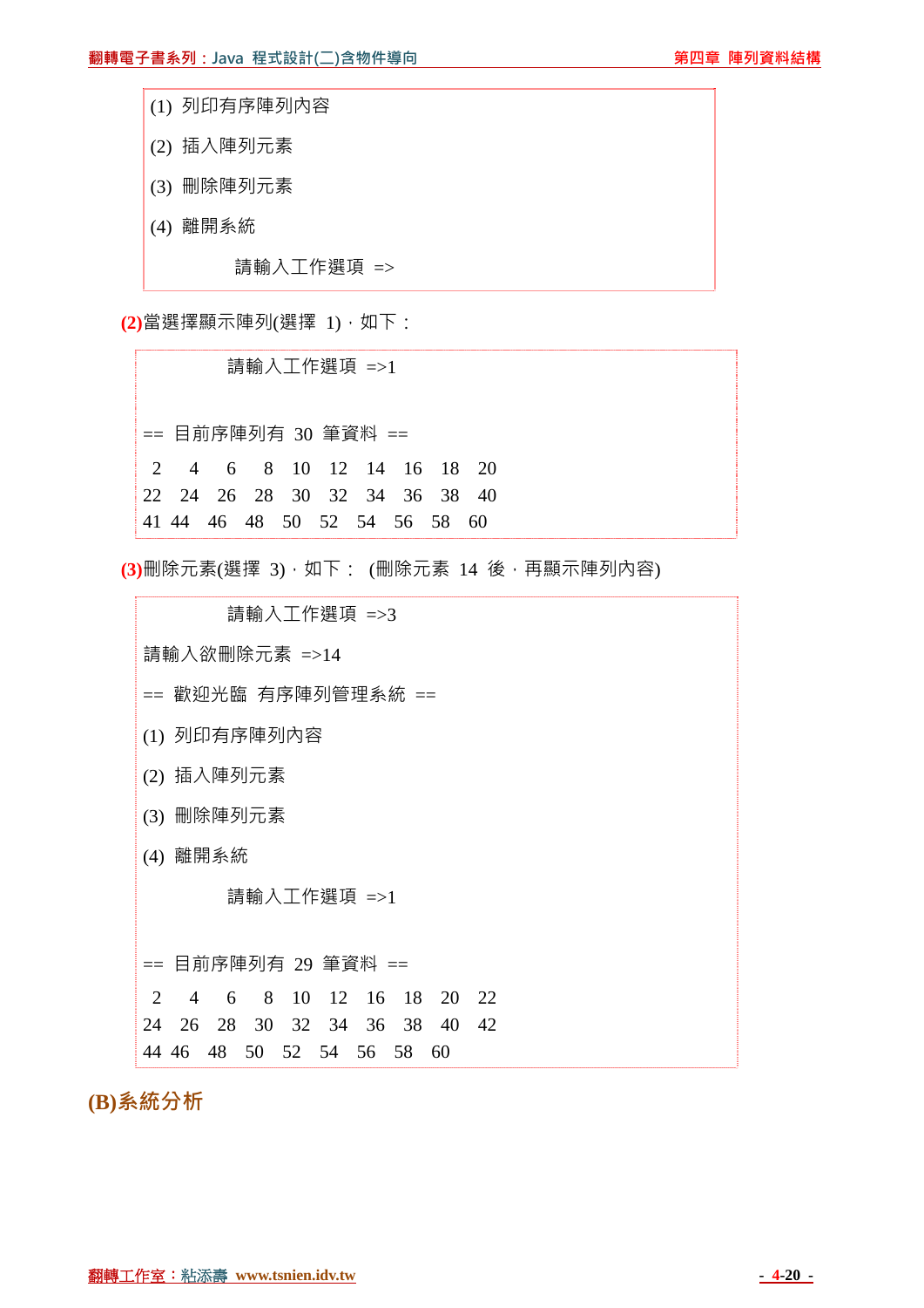```
(1) 列印有序陣列內容
(2) 插入陣列元素
(3) 刪除陣列元素
(4) 離開系統
            請輸入工作選項 =>
```

**(2)**當選擇顯示陣列(選擇 1)，如下：

```
            請輸入工作選項 =>1

== 目前序陣列有 30 筆資料 ==
 2   4   6   8  10  12  14  16  18  20
22  24  26  28  30  32  34  36  38  40
41 44  46  48  50  52  54  56  58  60
```

**(3)**刪除元素(選擇 3)，如下： (刪除元素 14 後，再顯示陣列內容)

```
            請輸入工作選項 =>3
請輸入欲刪除元素 =>14
== 歡迎光臨 有序陣列管理系統 ==
(1) 列印有序陣列內容
(2) 插入陣列元素
(3) 刪除陣列元素
(4) 離開系統
            請輸入工作選項 =>1

== 目前序陣列有 29 筆資料 ==
 2   4   6   8  10  12  16  18  20  22
24  26  28  30  32  34  36  38  40  42
44 46  48  50  52  54  56  58  60
```

## (B)系統分析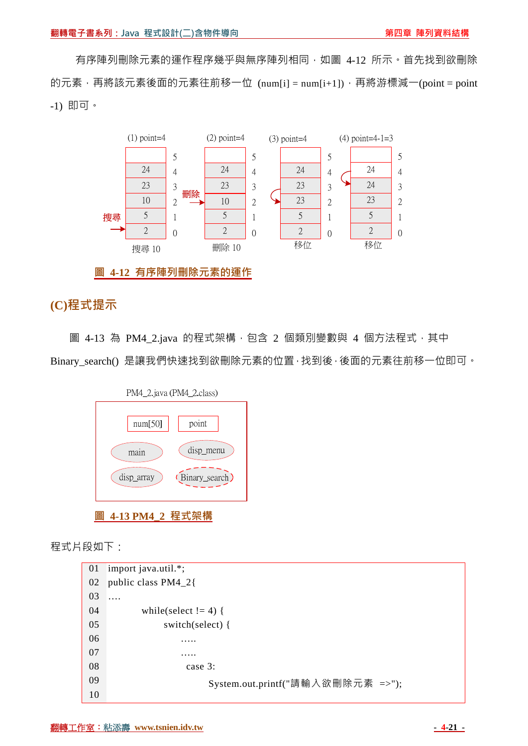有序陣列刪除元素的運作程序幾乎與無序陣列相同，如圖 4-12 所示。首先找到欲刪除的元素，再將該元素後面的元素往前移一位 (num[i] = num[i+1])，再將游標減一(point = point -1) 即可。

| (1) point=4 | | (2) point=4 | | (3) point=4 | | (4) point=4-1=3 | |
|---|---|---|---|---|---|---|---|
| | 5 | | 5 | | 5 | | 5 |
| 24 | 4 | 24 | 4 | 24 | 4 | 24 | 4 |
| 23 | 3 | 23 | 3 | 23 | 3 | 24 | 3 |
| 10 | 2 | 10 | 2 | 23 | 2 | 23 | 2 |
| 5 | 1 | 5 | 1 | 5 | 1 | 5 | 1 |
| 2 | 0 | 2 | 0 | 2 | 0 | 2 | 0 |
| 搜尋 10 | | 刪除 10 | | 移位 | | 移位 | |

圖 4-12 有序陣列刪除元素的運作

## (C)程式提示

圖 4-13 為 PM4_2.java 的程式架構，包含 2 個類別變數與 4 個方法程式，其中 Binary_search() 是讓我們快速找到欲刪除元素的位置，找到後，後面的元素往前移一位即可。

PM4_2.java (PM4_2.class)

- 類別變數：num[50]、point
- 方法：main、disp_menu、disp_array、Binary_search

圖 4-13 PM4_2 程式架構

程式片段如下：

```
01  import java.util.*;
02  public class PM4_2{
03  ....
04          while(select != 4) {
05              switch(select) {
06                  .....
07                  .....
08                  case 3:
09                      System.out.printf("請輸入欲刪除元素 =>");
10
```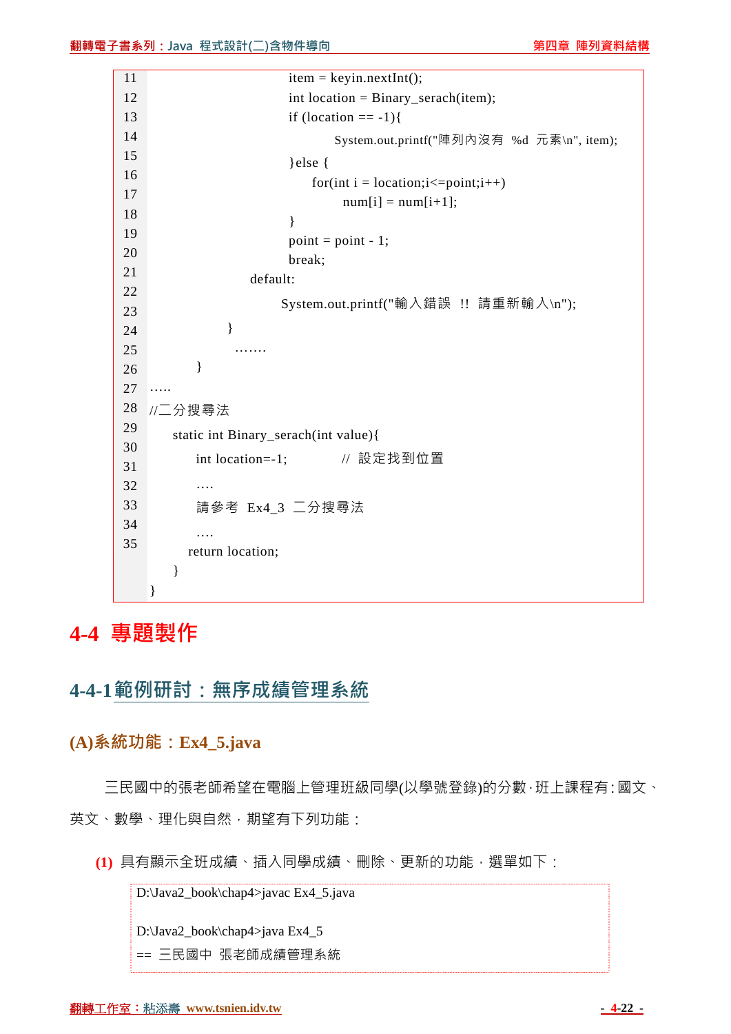```
11                          item = keyin.nextInt();
12                          int location = Binary_serach(item);
13                          if (location == -1){
14                                System.out.printf("陣列內沒有 %d 元素\n", item);
15                          }else {
16                              for(int i = location;i<=point;i++)
17                                   num[i] = num[i+1];
18                          }
19                          point = point - 1;
20                          break;
21                   default:
22                         System.out.printf("輸入錯誤 !! 請重新輸入\n");
23              }
24                 .......
25         }
26 .....
27 //二分搜尋法
28     static int Binary_serach(int value){
29         int location=-1;          // 設定找到位置
30         ....
31         請參考 Ex4_3 二分搜尋法
32         ....
33        return location;
34     }
35 }
```

# 4-4 專題製作

## 4-4-1 範例研討：無序成績管理系統

### (A)系統功能：Ex4_5.java

三民國中的張老師希望在電腦上管理班級同學(以學號登錄)的分數，班上課程有：國文、英文、數學、理化與自然，期望有下列功能：

**(1)** 具有顯示全班成績、插入同學成績、刪除、更新的功能，選單如下：

```
D:\Java2_book\chap4>javac Ex4_5.java

D:\Java2_book\chap4>java Ex4_5
== 三民國中 張老師成績管理系統
```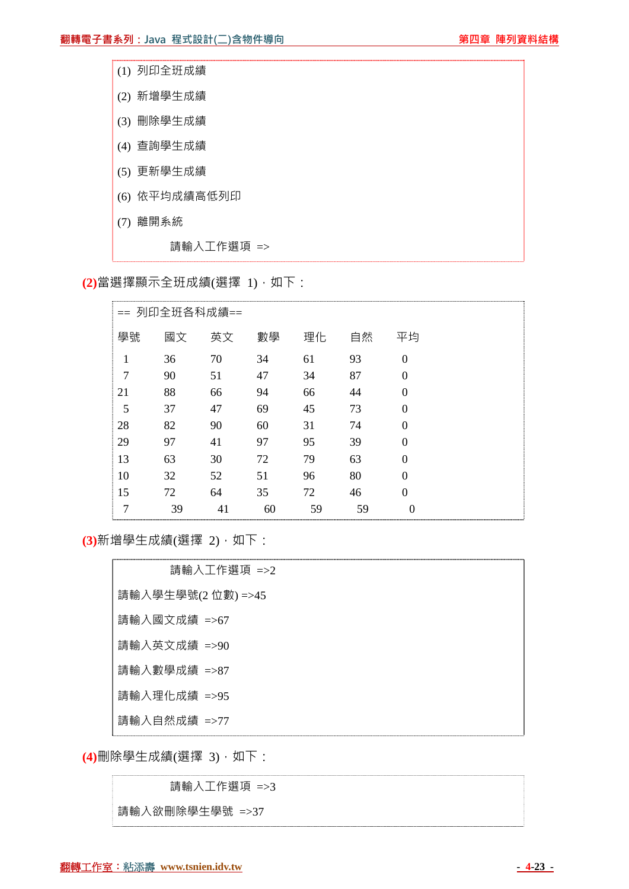```
(1) 列印全班成績
(2) 新增學生成績
(3) 刪除學生成績
(4) 查詢學生成績
(5) 更新學生成績
(6) 依平均成績高低列印
(7) 離開系統
          請輸入工作選項 =>
```

**(2)**當選擇顯示全班成績(選擇 1)，如下：

```
== 列印全班各科成績==
學號  國文  英文  數學  理化  自然  平均
 1    36    70    34    61    93    0
 7    90    51    47    34    87    0
21    88    66    94    66    44    0
 5    37    47    69    45    73    0
28    82    90    60    31    74    0
29    97    41    97    95    39    0
13    63    30    72    79    63    0
10    32    52    51    96    80    0
15    72    64    35    72    46    0
 7    39    41    60    59    59    0
```

**(3)**新增學生成績(選擇 2)，如下：

```
          請輸入工作選項 =>2
請輸入學生學號(2 位數) =>45
請輸入國文成績 =>67
請輸入英文成績 =>90
請輸入數學成績 =>87
請輸入理化成績 =>95
請輸入自然成績 =>77
```

**(4)**刪除學生成績(選擇 3)，如下：

```
          請輸入工作選項 =>3
請輸入欲刪除學生學號 =>37
```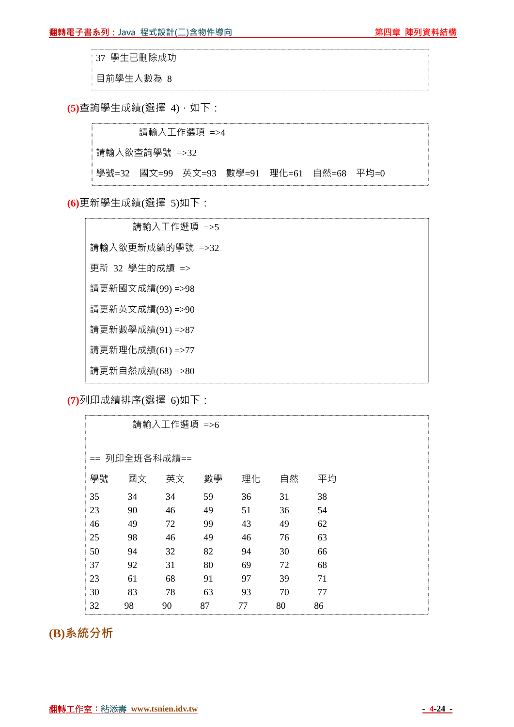```
37 學生已刪除成功
目前學生人數為 8
```

**(5)**查詢學生成績(選擇 4)，如下：

```
            請輸入工作選項 =>4
請輸入欲查詢學號 =>32
學號=32   國文=99   英文=93   數學=91   理化=61   自然=68   平均=0
```

**(6)**更新學生成績(選擇 5)如下：

```
            請輸入工作選項 =>5
請輸入欲更新成績的學號 =>32
更新 32 學生的成績 =>
請更新國文成績(99) =>98
請更新英文成績(93) =>90
請更新數學成績(91) =>87
請更新理化成績(61) =>77
請更新自然成績(68) =>80
```

**(7)**列印成績排序(選擇 6)如下：

```
            請輸入工作選項 =>6

== 列印全班各科成績==
學號    國文    英文    數學    理化    自然    平均
35      34      34      59      36      31      38
23      90      46      49      51      36      54
46      49      72      99      43      49      62
25      98      46      49      46      76      63
50      94      32      82      94      30      66
37      92      31      80      69      72      68
23      61      68      91      97      39      71
30      83      78      63      93      70      77
32      98      90      87      77      80      86
```

## (B)系統分析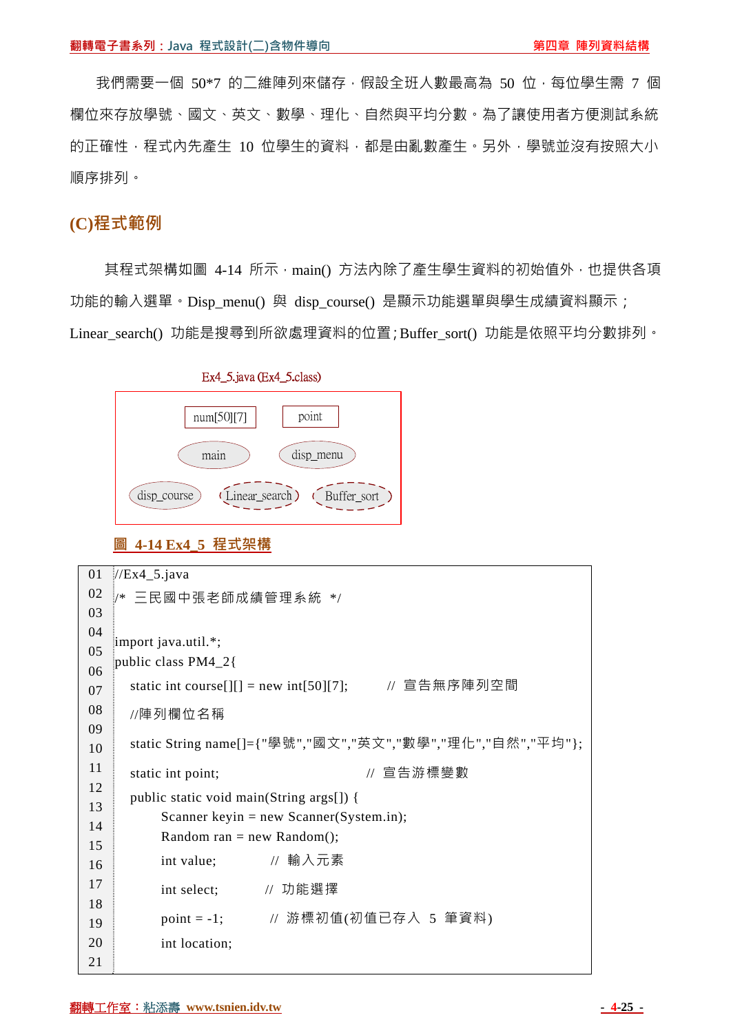我們需要一個 50*7 的二維陣列來儲存，假設全班人數最高為 50 位，每位學生需 7 個欄位來存放學號、國文、英文、數學、理化、自然與平均分數。為了讓使用者方便測試系統的正確性，程式內先產生 10 位學生的資料，都是由亂數產生。另外，學號並沒有按照大小順序排列。

## (C)程式範例

其程式架構如圖 4-14 所示，main() 方法內除了產生學生資料的初始值外，也提供各項功能的輸入選單。Disp_menu() 與 disp_course() 是顯示功能選單與學生成績資料顯示；Linear_search() 功能是搜尋到所欲處理資料的位置；Buffer_sort() 功能是依照平均分數排列。

Ex4_5.java (Ex4_5.class)

num[50][7]　point

main　disp_menu

disp_course　Linear_search　Buffer_sort

圖 4-14 Ex4_5 程式架構

```
01  //Ex4_5.java
02  /* 三民國中張老師成績管理系統 */
03
04  import java.util.*;
05  public class PM4_2{
06      static int course[][] = new int[50][7];       // 宣告無序陣列空間
07      //陣列欄位名稱
08      static String name[]={"學號","國文","英文","數學","理化","自然","平均"};
09      static int point;                              // 宣告游標變數
10      public static void main(String args[]) {
11          Scanner keyin = new Scanner(System.in);
12          Random ran = new Random();
13          int value;          // 輸入元素
14          int select;         // 功能選擇
15          point = -1;         // 游標初值(初值已存入 5 筆資料)
16          int location;
17
18
19
20
21
```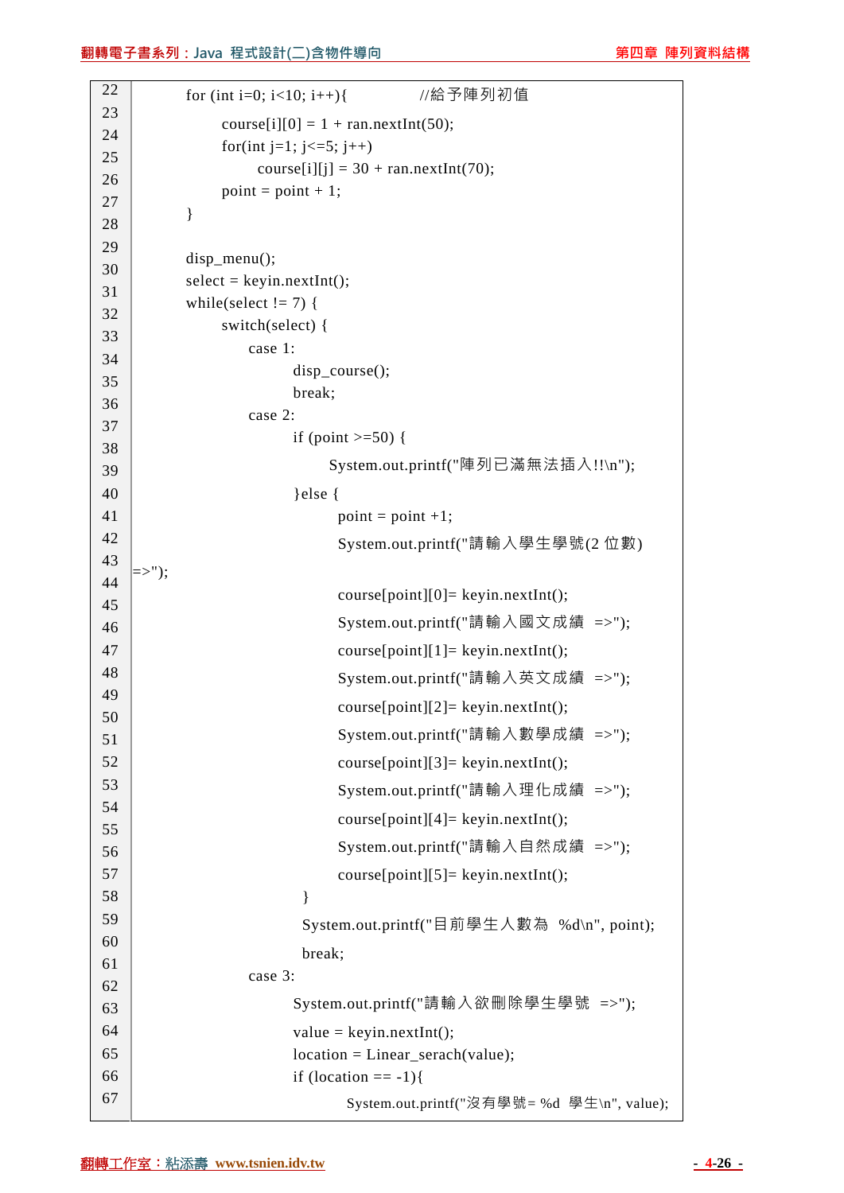```
22          for (int i=0; i<10; i++){               //給予陣列初值
23                course[i][0] = 1 + ran.nextInt(50);
24                for(int j=1; j<=5; j++)
25                      course[i][j] = 30 + ran.nextInt(70);
26                point = point + 1;
27          }
28
29          disp_menu();
30          select = keyin.nextInt();
31          while(select != 7) {
32                switch(select) {
33                      case 1:
34                            disp_course();
35                            break;
36                      case 2:
37                            if (point >=50) {
38                                  System.out.printf("陣列已滿無法插入!!\n");
39                            }else {
40                                  point = point +1;
41                                  System.out.printf("請輸入學生學號(2 位數)
42 =>");
43                                  course[point][0]= keyin.nextInt();
44                                  System.out.printf("請輸入國文成績  =>");
45                                  course[point][1]= keyin.nextInt();
46                                  System.out.printf("請輸入英文成績  =>");
47                                  course[point][2]= keyin.nextInt();
48                                  System.out.printf("請輸入數學成績  =>");
49                                  course[point][3]= keyin.nextInt();
50                                  System.out.printf("請輸入理化成績  =>");
51                                  course[point][4]= keyin.nextInt();
52                                  System.out.printf("請輸入自然成績  =>");
53                                  course[point][5]= keyin.nextInt();
54                             }
55                             System.out.printf("目前學生人數為  %d\n", point);
56                             break;
57                      case 3:
58                            System.out.printf("請輸入欲刪除學生學號  =>");
59                            value = keyin.nextInt();
60                            location = Linear_serach(value);
61                            if (location == -1){
62                                  System.out.printf("沒有學號= %d  學生\n", value);
```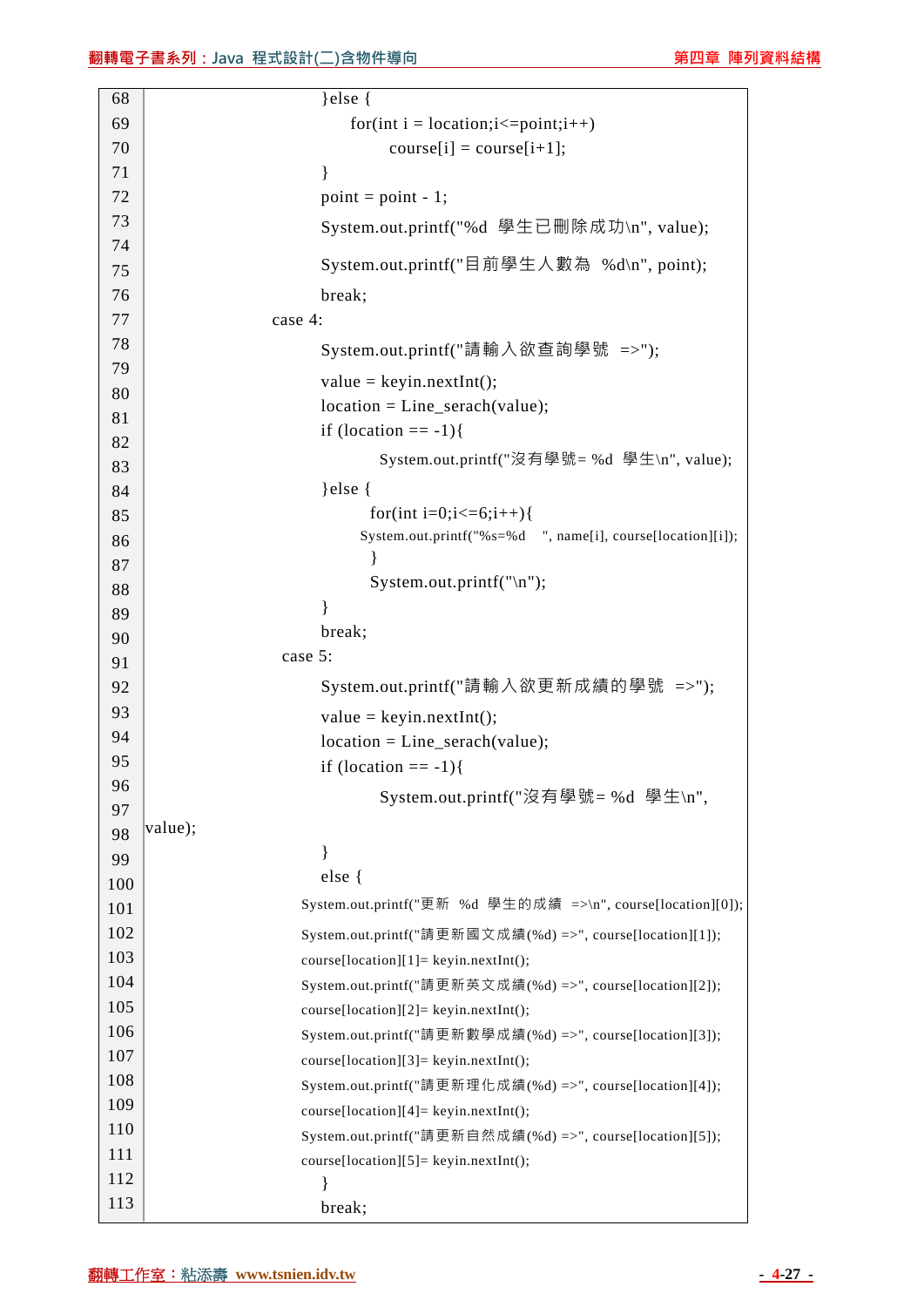```
68                          }else {
69                              for(int i = location;i<=point;i++)
70                                  course[i] = course[i+1];
71                          }
72                          point = point - 1;
73                          System.out.printf("%d  學生已刪除成功\n", value);
74
75                          System.out.printf("目前學生人數為  %d\n", point);
76                          break;
77                  case 4:
78                          System.out.printf("請輸入欲查詢學號  =>");
79
80                          value = keyin.nextInt();
81                          location = Line_serach(value);
82                          if (location == -1){
83                                System.out.printf("沒有學號= %d  學生\n", value);
84                          }else {
85                              for(int i=0;i<=6;i++){
86                              System.out.printf("%s=%d    ", name[i], course[location][i]);
87                              }
88                              System.out.printf("\n");
89                          }
90                          break;
91                  case 5:
92                          System.out.printf("請輸入欲更新成績的學號  =>");
93                          value = keyin.nextInt();
94                          location = Line_serach(value);
95                          if (location == -1){
96                                System.out.printf("沒有學號= %d  學生\n",
97
98  value);
99                          }
100                         else {
101                         System.out.printf("更新  %d  學生的成績  =>\n", course[location][0]);
102                         System.out.printf("請更新國文成績(%d) =>", course[location][1]);
103                         course[location][1]= keyin.nextInt();
104                         System.out.printf("請更新英文成績(%d) =>", course[location][2]);
105                         course[location][2]= keyin.nextInt();
106                         System.out.printf("請更新數學成績(%d) =>", course[location][3]);
107                         course[location][3]= keyin.nextInt();
108                         System.out.printf("請更新理化成績(%d) =>", course[location][4]);
109                         course[location][4]= keyin.nextInt();
110                         System.out.printf("請更新自然成績(%d) =>", course[location][5]);
111                         course[location][5]= keyin.nextInt();
112                         }
113                         break;
```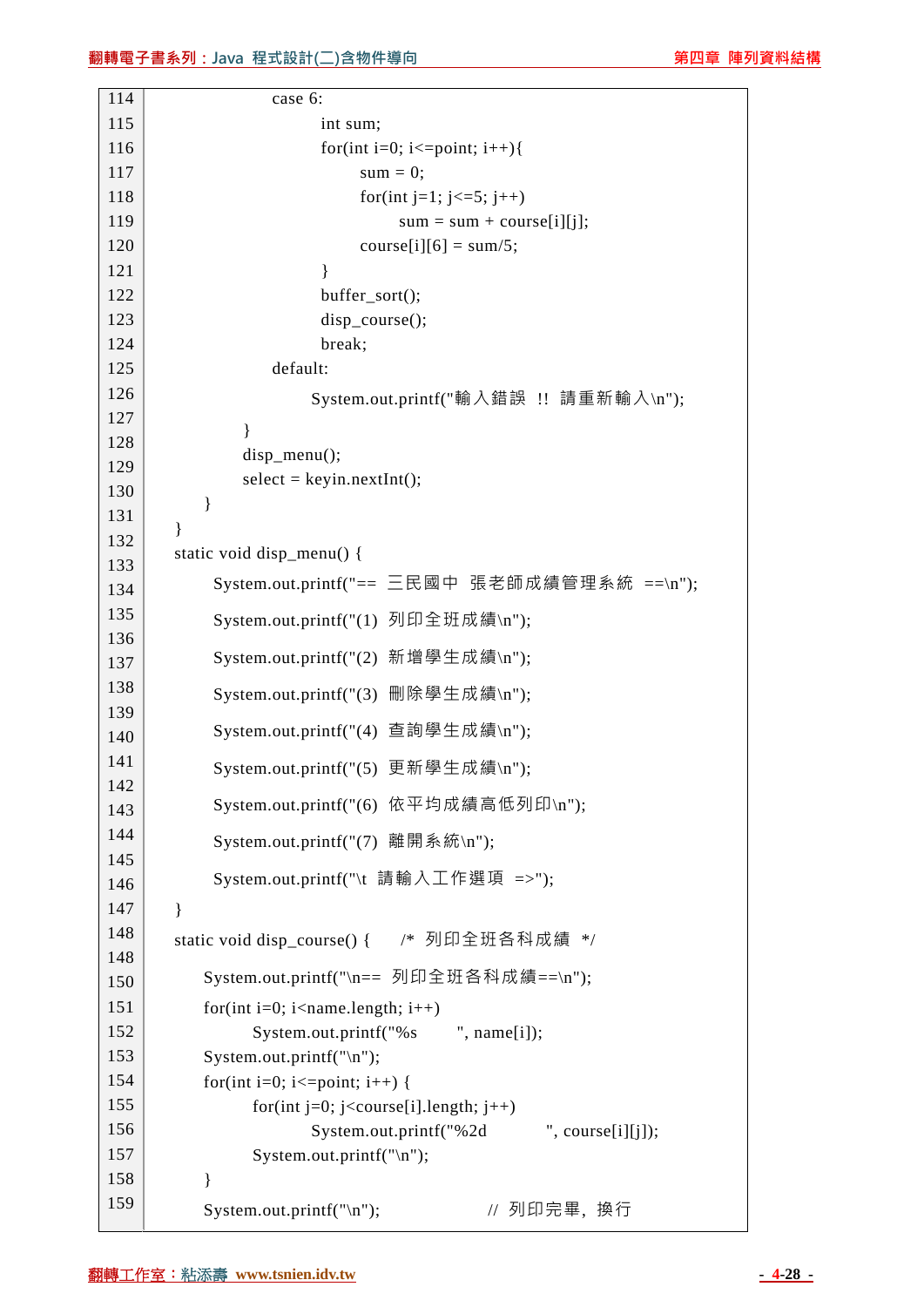```
114                 case 6:
115                     int sum;
116                     for(int i=0; i<=point; i++){
117                         sum = 0;
118                         for(int j=1; j<=5; j++)
119                             sum = sum + course[i][j];
120                         course[i][6] = sum/5;
121                     }
122                     buffer_sort();
123                     disp_course();
124                     break;
125                 default:
126                     System.out.printf("輸入錯誤 !! 請重新輸入\n");
127             }
128             disp_menu();
129             select = keyin.nextInt();
130         }
131     }
132     static void disp_menu() {
133         System.out.printf("== 三民國中 張老師成績管理系統 ==\n");
134         System.out.printf("(1) 列印全班成績\n");
135         System.out.printf("(2) 新增學生成績\n");
136         System.out.printf("(3) 刪除學生成績\n");
137         System.out.printf("(4) 查詢學生成績\n");
138         System.out.printf("(5) 更新學生成績\n");
139         System.out.printf("(6) 依平均成績高低列印\n");
140         System.out.printf("(7) 離開系統\n");
141         System.out.printf("\t 請輸入工作選項 =>");
142     }
143     static void disp_course() {     /* 列印全班各科成績 */
144         System.out.printf("\n== 列印全班各科成績==\n");
145         for(int i=0; i<name.length; i++)
146             System.out.printf("%s       ", name[i]);
147         System.out.printf("\n");
148         for(int i=0; i<=point; i++) {
148             for(int j=0; j<course[i].length; j++)
150                 System.out.printf("%2d          ", course[i][j]);
151             System.out.printf("\n");
152         }
153         System.out.printf("\n");            // 列印完畢，換行
```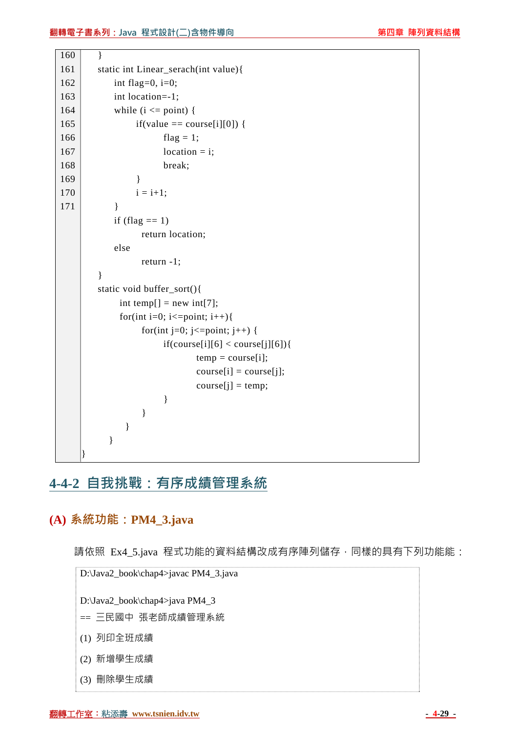```
160     }
161     static int Linear_serach(int value){
162         int flag=0, i=0;
163         int location=-1;
164         while (i <= point) {
165             if(value == course[i][0]) {
166                 flag = 1;
167                 location = i;
168                 break;
169             }
170             i = i+1;
171         }
            if (flag == 1)
                return location;
            else
                return -1;
        }
        static void buffer_sort(){
            int temp[] = new int[7];
            for(int i=0; i<=point; i++){
                for(int j=0; j<=point; j++) {
                    if(course[i][6] < course[j][6]){
                        temp = course[i];
                        course[i] = course[j];
                        course[j] = temp;
                    }
                }
            }
        }
}
```

## 4-4-2 自我挑戰：有序成績管理系統

### (A) 系統功能：PM4_3.java

請依照 Ex4_5.java 程式功能的資料結構改成有序陣列儲存，同樣的具有下列功能能：

```
D:\Java2_book\chap4>javac PM4_3.java

D:\Java2_book\chap4>java PM4_3
== 三民國中 張老師成績管理系統
(1) 列印全班成績
(2) 新增學生成績
(3) 刪除學生成績
```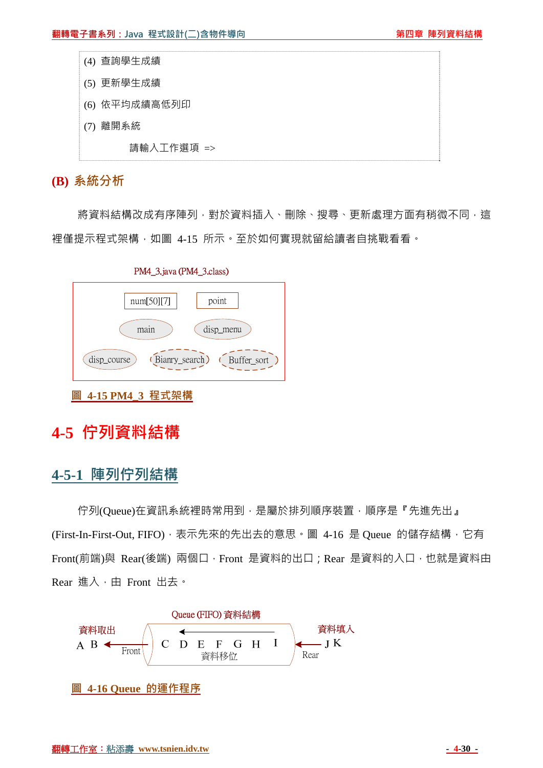```
(4) 查詢學生成績
(5) 更新學生成績
(6) 依平均成績高低列印
(7) 離開系統
        請輸入工作選項 =>
```

### (B) 系統分析

將資料結構改成有序陣列，對於資料插入、刪除、搜尋、更新處理方面有稍微不同，這裡僅提示程式架構，如圖 4-15 所示。至於如何實現就留給讀者自挑戰看看。

PM4_3.java (PM4_3.class)

num[50][7]　point

main　disp_menu

disp_course　Bianry_search　Buffer_sort

圖 4-15 PM4_3 程式架構

# 4-5 佇列資料結構

## 4-5-1 陣列佇列結構

佇列(Queue)在資訊系統裡時常用到，是屬於排列順序裝置，順序是『先進先出』(First-In-First-Out, FIFO)，表示先來的先出去的意思。圖 4-16 是 Queue 的儲存結構，它有 Front(前端)與 Rear(後端) 兩個口，Front 是資料的出口；Rear 是資料的入口，也就是資料由 Rear 進入，由 Front 出去。

Queue (FIFO) 資料結構

資料取出　A B ← Front　C D E F G H I　資料移位　Rear ← J K　資料填入

圖 4-16 Queue 的運作程序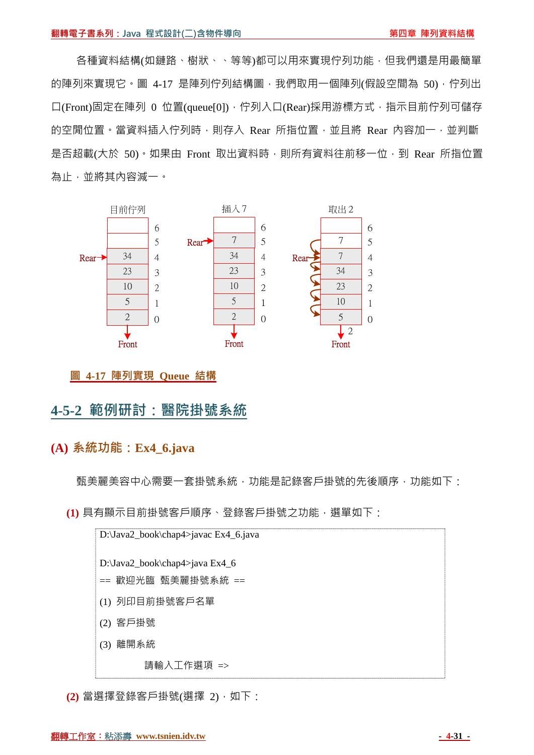各種資料結構(如鏈路、樹狀、、等等)都可以用來實現佇列功能，但我們還是用最簡單的陣列來實現它。圖 4-17 是陣列佇列結構圖，我們取用一個陣列(假設空間為 50)，佇列出口(Front)固定在陣列 0 位置(queue[0])，佇列入口(Rear)採用游標方式，指示目前佇列可儲存的空間位置。當資料插入佇列時，則存入 Rear 所指位置，並且將 Rear 內容加一，並判斷是否超載(大於 50)。如果由 Front 取出資料時，則所有資料往前移一位，到 Rear 所指位置為止，並將其內容減一。

目前佇列　　插入 7　　取出 2

| 位置 | 目前佇列 | 插入 7 | 取出 2 |
|---|---|---|---|
| 6 | | | |
| 5 | | 7 | 7 |
| 4 | 34 (Rear) | 34 | 7 (Rear) |
| 3 | 23 | 23 | 34 |
| 2 | 10 | 10 | 23 |
| 1 | 5 | 5 | 10 |
| 0 | 2 | 2 | 5 |

(插入 7 時 Rear 指向 5；取出 2 時，2 由 Front 取出，其餘資料往前移一位)

圖 4-17 陣列實現 Queue 結構

## 4-5-2 範例研討：醫院掛號系統

### (A) 系統功能：Ex4_6.java

甄美麗美容中心需要一套掛號系統，功能是記錄客戶掛號的先後順序，功能如下：

**(1)** 具有顯示目前掛號客戶順序、登錄客戶掛號之功能，選單如下：

```
D:\Java2_book\chap4>javac Ex4_6.java

D:\Java2_book\chap4>java Ex4_6
== 歡迎光臨 甄美麗掛號系統 ==
(1) 列印目前掛號客戶名單
(2) 客戶掛號
(3) 離開系統
          請輸入工作選項 =>
```

**(2)** 當選擇登錄客戶掛號(選擇 2)，如下：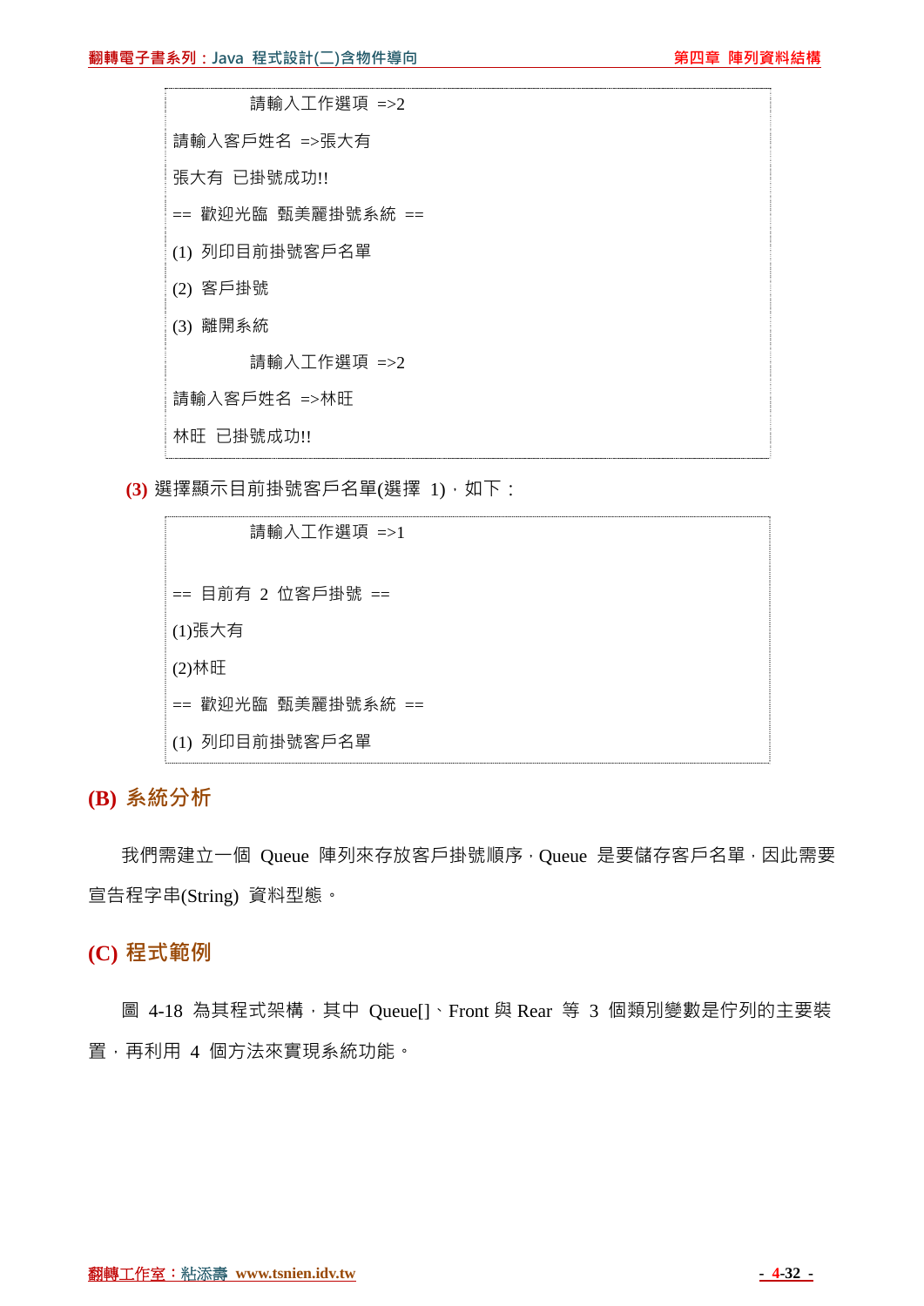```
              請輸入工作選項 =>2
請輸入客戶姓名 =>張大有
張大有 已掛號成功!!
== 歡迎光臨 甄美麗掛號系統 ==
(1) 列印目前掛號客戶名單
(2) 客戶掛號
(3) 離開系統
              請輸入工作選項 =>2
請輸入客戶姓名 =>林旺
林旺 已掛號成功!!
```

**(3)** 選擇顯示目前掛號客戶名單(選擇 1)，如下：

```
              請輸入工作選項 =>1

== 目前有 2 位客戶掛號 ==
(1)張大有
(2)林旺
== 歡迎光臨 甄美麗掛號系統 ==
(1) 列印目前掛號客戶名單
```

## (B) 系統分析

我們需建立一個 Queue 陣列來存放客戶掛號順序，Queue 是要儲存客戶名單，因此需要宣告程字串(String) 資料型態。

## (C) 程式範例

圖 4-18 為其程式架構，其中 Queue[]、Front 與 Rear 等 3 個類別變數是佇列的主要裝置，再利用 4 個方法來實現系統功能。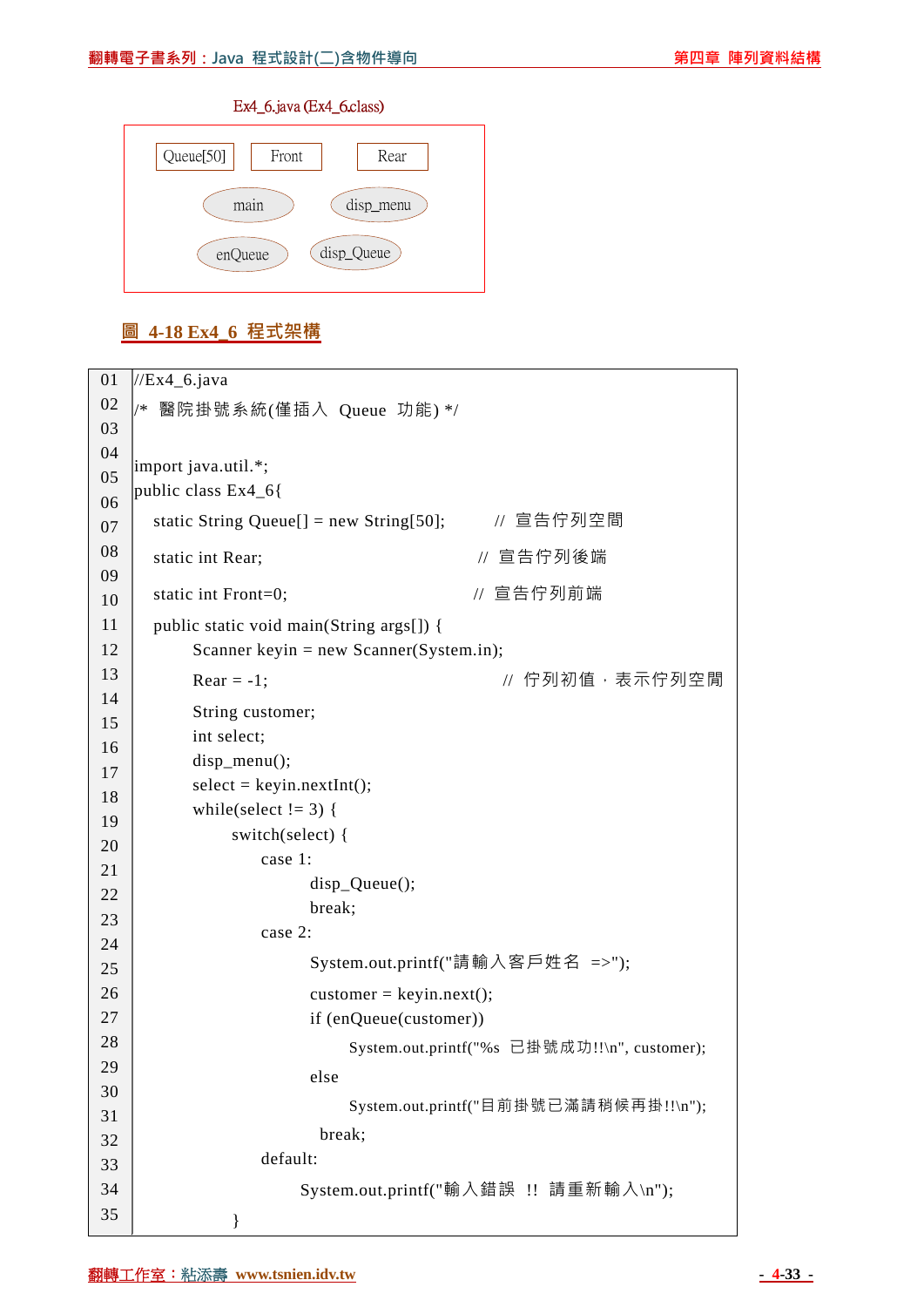Ex4_6.java (Ex4_6.class)

| Queue[50] | Front | Rear |
|---|---|---|
| main | disp_menu | |
| enQueue | disp_Queue | |

圖 4-18 Ex4_6 程式架構

```
01  //Ex4_6.java
02  /* 醫院掛號系統(僅插入 Queue 功能) */
03  
04  import java.util.*;
05  public class Ex4_6{
06     static String Queue[] = new String[50];      // 宣告佇列空間
07     static int Rear;                              // 宣告佇列後端
08     static int Front=0;                           // 宣告佇列前端
09     public static void main(String args[]) {
10         Scanner keyin = new Scanner(System.in);
11         Rear = -1;                                // 佇列初值，表示佇列空間
12         String customer;
13         int select;
14         disp_menu();
15         select = keyin.nextInt();
16         while(select != 3) {
17             switch(select) {
18                 case 1:
19                     disp_Queue();
20                     break;
21                 case 2:
22                     System.out.printf("請輸入客戶姓名 =>");
23                     customer = keyin.next();
24                     if (enQueue(customer))
25                         System.out.printf("%s 已掛號成功!!\n", customer);
26                     else
27                         System.out.printf("目前掛號已滿請稍候再掛!!\n");
28                     break;
29                 default:
30                     System.out.printf("輸入錯誤 !! 請重新輸入\n");
31             }
32  
33  
34  
35  
```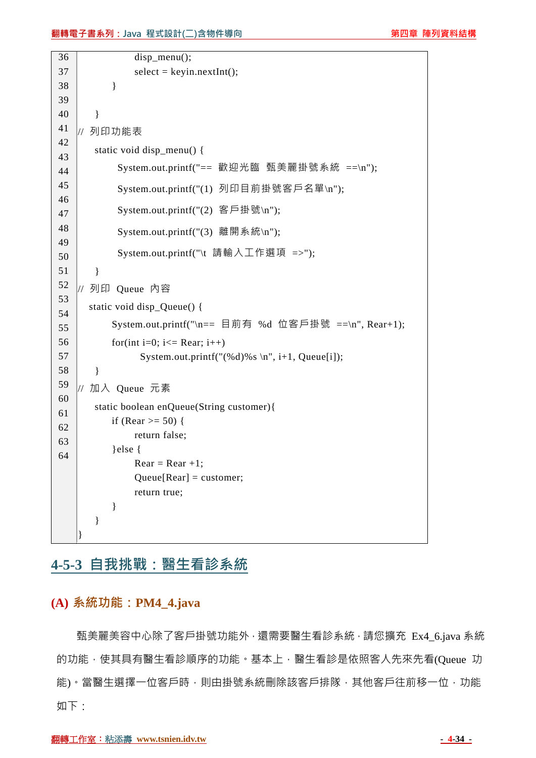```
36              disp_menu();
37              select = keyin.nextInt();
38          }
39  
40      }
41  // 列印功能表
42      static void disp_menu() {
43          System.out.printf("== 歡迎光臨 甄美麗掛號系統 ==\n");
44          System.out.printf("(1) 列印目前掛號客戶名單\n");
45          System.out.printf("(2) 客戶掛號\n");
46          System.out.printf("(3) 離開系統\n");
47          System.out.printf("\t 請輸入工作選項 =>");
48      }
49  // 列印 Queue 內容
50      static void disp_Queue() {
51          System.out.printf("\n== 目前有 %d 位客戶掛號 ==\n", Rear+1);
52          for(int i=0; i<= Rear; i++)
53              System.out.printf("(%d)%s \n", i+1, Queue[i]);
54      }
55  // 加入 Queue 元素
56      static boolean enQueue(String customer){
57          if (Rear >= 50) {
58              return false;
59          }else {
60              Rear = Rear +1;
61              Queue[Rear] = customer;
62              return true;
63          }
64      }
}
```

## 4-5-3 自我挑戰：醫生看診系統

### (A) 系統功能：PM4_4.java

甄美麗美容中心除了客戶掛號功能外，還需要醫生看診系統，請您擴充 Ex4_6.java 系統的功能，使其具有醫生看診順序的功能。基本上，醫生看診是依照客人先來先看(Queue 功能)。當醫生選擇一位客戶時，則由掛號系統刪除該客戶排隊，其他客戶往前移一位，功能如下：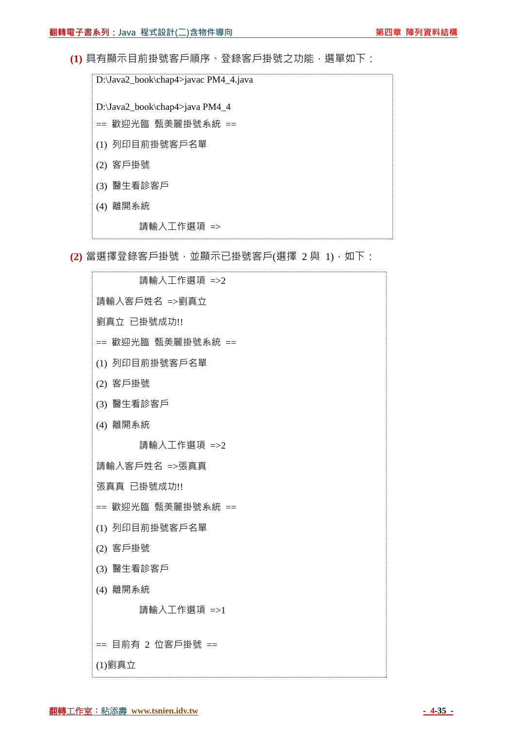**(1)** 具有顯示目前掛號客戶順序、登錄客戶掛號之功能，選單如下：

```
D:\Java2_book\chap4>javac PM4_4.java

D:\Java2_book\chap4>java PM4_4
== 歡迎光臨  甄美麗掛號系統  ==
(1)  列印目前掛號客戶名單
(2)  客戶掛號
(3)  醫生看診客戶
(4)  離開系統
            請輸入工作選項  =>
```

**(2)** 當選擇登錄客戶掛號，並顯示已掛號客戶(選擇 2 與 1)，如下：

```
            請輸入工作選項  =>2
請輸入客戶姓名  =>劉真立
劉真立  已掛號成功!!
== 歡迎光臨  甄美麗掛號系統  ==
(1)  列印目前掛號客戶名單
(2)  客戶掛號
(3)  醫生看診客戶
(4)  離開系統
            請輸入工作選項  =>2
請輸入客戶姓名  =>張真真
張真真  已掛號成功!!
== 歡迎光臨  甄美麗掛號系統  ==
(1)  列印目前掛號客戶名單
(2)  客戶掛號
(3)  醫生看診客戶
(4)  離開系統
            請輸入工作選項  =>1

== 目前有  2  位客戶掛號  ==
(1)劉真立
```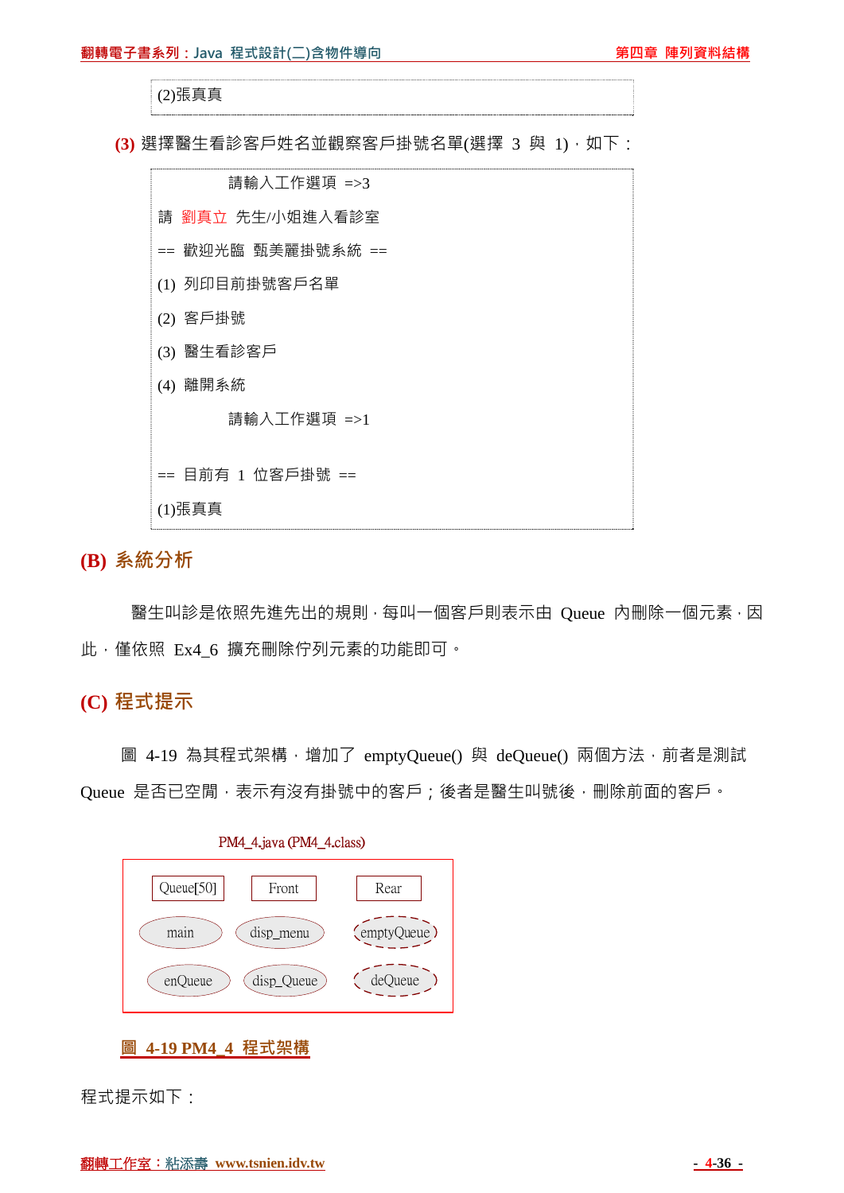```
(2)張真真
```

**(3)** 選擇醫生看診客戶姓名並觀察客戶掛號名單(選擇 3 與 1)，如下：

```
            請輸入工作選項 =>3
請 劉真立 先生/小姐進入看診室
== 歡迎光臨 甄美麗掛號系統 ==
(1) 列印目前掛號客戶名單
(2) 客戶掛號
(3) 醫生看診客戶
(4) 離開系統
            請輸入工作選項 =>1

== 目前有 1 位客戶掛號 ==
(1)張真真
```

## (B) 系統分析

醫生叫診是依照先進先出的規則，每叫一個客戶則表示由 Queue 內刪除一個元素，因此，僅依照 Ex4_6 擴充刪除佇列元素的功能即可。

## (C) 程式提示

圖 4-19 為其程式架構，增加了 emptyQueue() 與 deQueue() 兩個方法，前者是測試 Queue 是否已空閒，表示有沒有掛號中的客戶；後者是醫生叫號後，刪除前面的客戶。

PM4_4.java (PM4_4.class)

| Queue[50] | Front | Rear |
|---|---|---|
| main | disp_menu | emptyQueue |
| enQueue | disp_Queue | deQueue |

**圖 4-19 PM4_4 程式架構**

程式提示如下：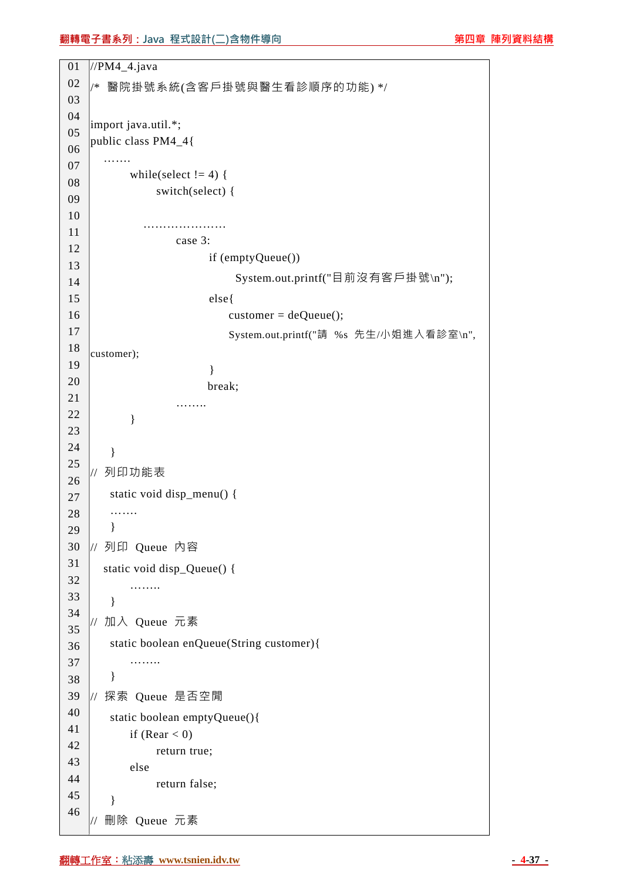```
01 //PM4_4.java
02 /*  醫院掛號系統(含客戶掛號與醫生看診順序的功能) */
03
04 import java.util.*;
05 public class PM4_4{
06    …….
07          while(select != 4) {
08                switch(select) {
09
10             …………………
11                   case 3:
12                         if (emptyQueue())
13                               System.out.printf("目前沒有客戶掛號\n");
14                         else{
15                              customer = deQueue();
16                              System.out.printf("請  %s  先生/小姐進入看診室\n",
17 customer);
18                         }
19                         break;
20                   ……..
21          }
22
23
24    }
25 //  列印功能表
26     static void disp_menu() {
27     …….
28     }
29 //  列印  Queue  內容
30    static void disp_Queue() {
31          ……..
32     }
33 //  加入  Queue  元素
34     static boolean enQueue(String customer){
35          ……..
36     }
37 //  探索  Queue  是否空間
38     static boolean emptyQueue(){
39          if (Rear < 0)
40                return true;
41          else
42                return false;
43     }
44 //  刪除  Queue  元素
45
46
```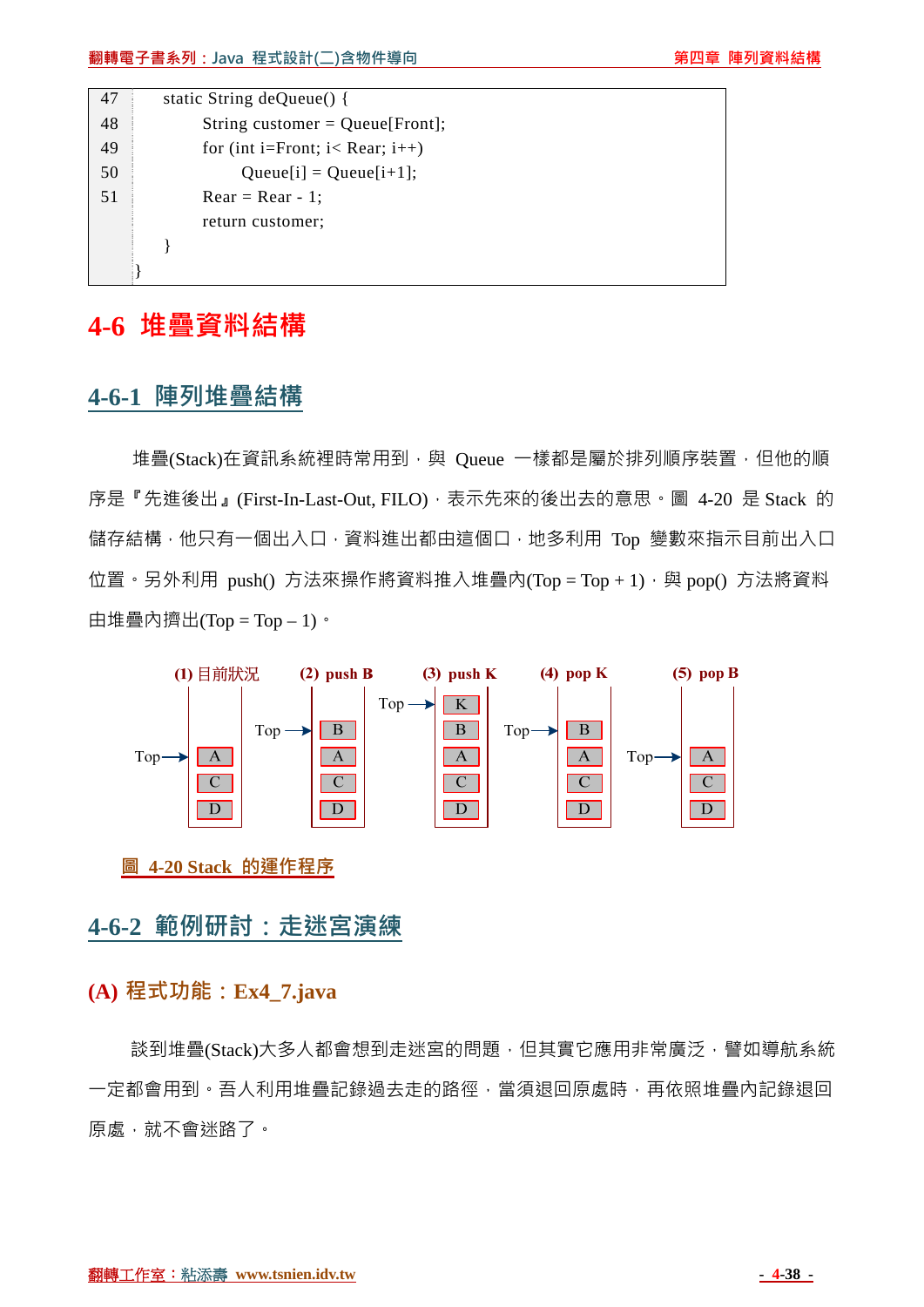```
47      static String deQueue() {
48          String customer = Queue[Front];
49          for (int i=Front; i< Rear; i++)
50              Queue[i] = Queue[i+1];
51          Rear = Rear - 1;
            return customer;
        }
    }
```

# 4-6 堆疊資料結構

## 4-6-1 陣列堆疊結構

堆疊(Stack)在資訊系統裡時常用到，與 Queue 一樣都是屬於排列順序裝置，但他的順序是『先進後出』(First-In-Last-Out, FILO)，表示先來的後出去的意思。圖 4-20 是 Stack 的儲存結構，他只有一個出入口，資料進出都由這個口，地多利用 Top 變數來指示目前出入口位置。另外利用 push() 方法來操作將資料推入堆疊內(Top = Top + 1)，與 pop() 方法將資料由堆疊內擠出(Top = Top – 1)。

| (1) 目前狀況 | (2) push B | (3) push K | (4) pop K | (5) pop B |
|---|---|---|---|---|
| | | K ← Top | | |
| | B ← Top | B | B ← Top | |
| A ← Top | A | A | A | A ← Top |
| C | C | C | C | C |
| D | D | D | D | D |

圖 4-20 Stack 的運作程序

## 4-6-2 範例研討：走迷宮演練

### (A) 程式功能：Ex4_7.java

談到堆疊(Stack)大多人都會想到走迷宮的問題，但其實它應用非常廣泛，譬如導航系統一定都會用到。吾人利用堆疊記錄過去走的路徑，當須退回原處時，再依照堆疊內記錄退回原處，就不會迷路了。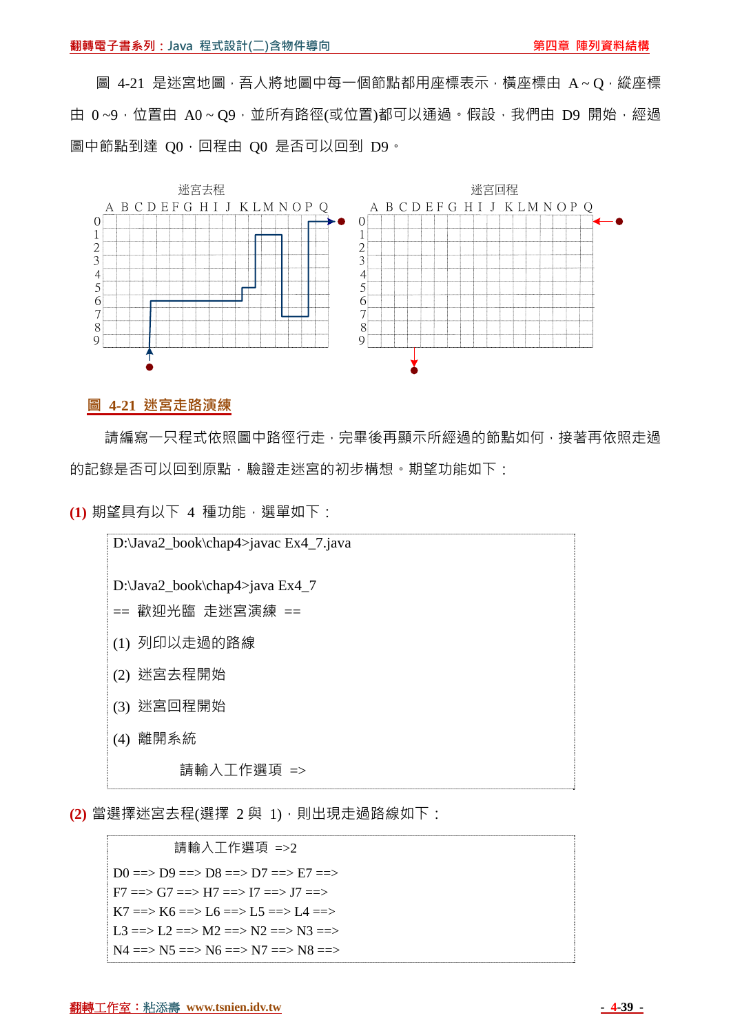圖 4-21 是迷宮地圖，吾人將地圖中每一個節點都用座標表示，橫座標由 A ~ Q，縱座標由 0 ~9，位置由 A0 ~ Q9，並所有路徑(或位置)都可以通過。假設，我們由 D9 開始，經過圖中節點到達 Q0，回程由 Q0 是否可以回到 D9。

迷宮去程　　　　迷宮回程

**圖 4-21 迷宮走路演練**

請編寫一只程式依照圖中路徑行走，完畢後再顯示所經過的節點如何，接著再依照走過的記錄是否可以回到原點，驗證走迷宮的初步構想。期望功能如下：

**(1)** 期望具有以下 4 種功能，選單如下：

```
D:\Java2_book\chap4>javac Ex4_7.java

D:\Java2_book\chap4>java Ex4_7
== 歡迎光臨 走迷宮演練 ==
(1) 列印以走過的路線
(2) 迷宮去程開始
(3) 迷宮回程開始
(4) 離開系統
            請輸入工作選項 =>
```

**(2)** 當選擇迷宮去程(選擇 2 與 1)，則出現走過路線如下：

```
            請輸入工作選項 =>2
D0 ==> D9 ==> D8 ==> D7 ==> E7 ==>
F7 ==> G7 ==> H7 ==> I7 ==> J7 ==>
K7 ==> K6 ==> L6 ==> L5 ==> L4 ==>
L3 ==> L2 ==> M2 ==> N2 ==> N3 ==>
N4 ==> N5 ==> N6 ==> N7 ==> N8 ==>
```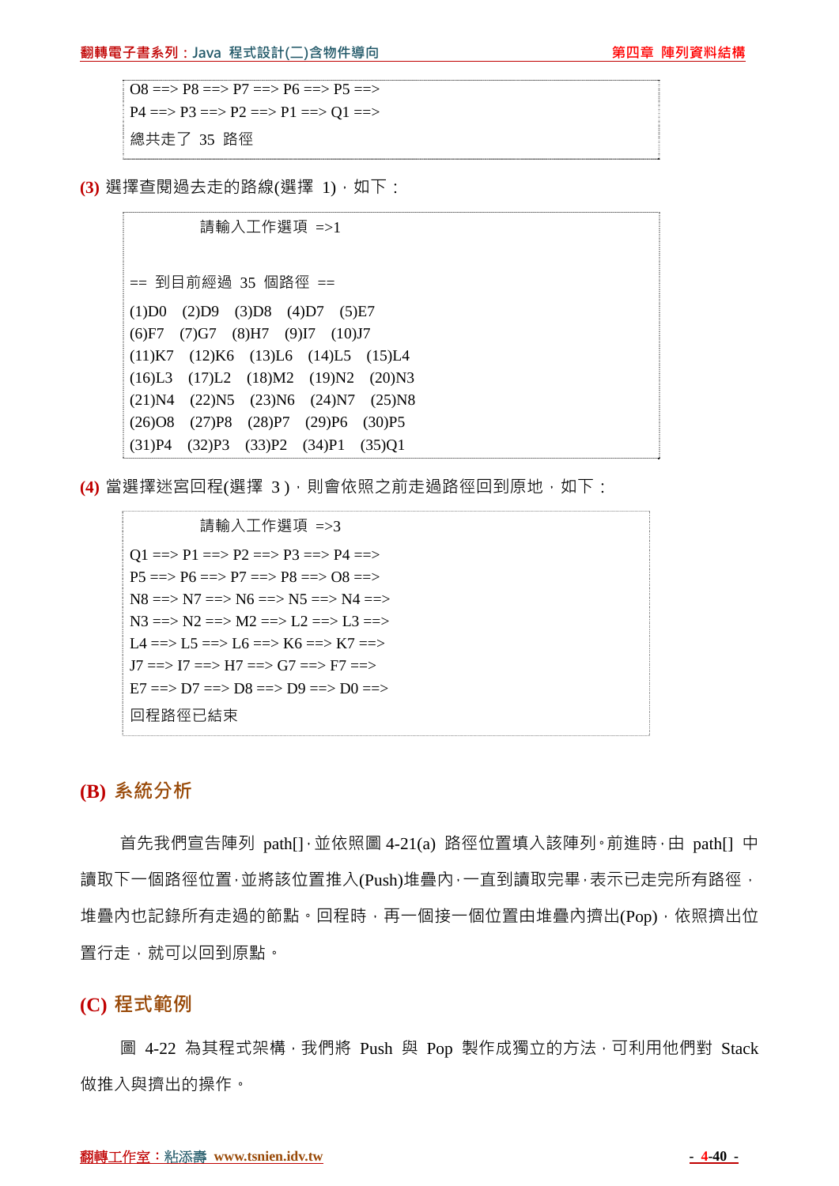```
O8 ==> P8 ==> P7 ==> P6 ==> P5 ==>
P4 ==> P3 ==> P2 ==> P1 ==> Q1 ==>
總共走了 35 路徑
```

**(3)** 選擇查閱過去走的路線(選擇 1)，如下：

```
        請輸入工作選項 =>1

== 到目前經過 35 個路徑 ==
(1)D0   (2)D9   (3)D8   (4)D7   (5)E7
(6)F7   (7)G7   (8)H7   (9)I7   (10)J7
(11)K7  (12)K6  (13)L6  (14)L5  (15)L4
(16)L3  (17)L2  (18)M2  (19)N2  (20)N3
(21)N4  (22)N5  (23)N6  (24)N7  (25)N8
(26)O8  (27)P8  (28)P7  (29)P6  (30)P5
(31)P4  (32)P3  (33)P2  (34)P1  (35)Q1
```

**(4)** 當選擇迷宮回程(選擇 3)，則會依照之前走過路徑回到原地，如下：

```
        請輸入工作選項 =>3
Q1 ==> P1 ==> P2 ==> P3 ==> P4 ==>
P5 ==> P6 ==> P7 ==> P8 ==> O8 ==>
N8 ==> N7 ==> N6 ==> N5 ==> N4 ==>
N3 ==> N2 ==> M2 ==> L2 ==> L3 ==>
L4 ==> L5 ==> L6 ==> K6 ==> K7 ==>
J7 ==> I7 ==> H7 ==> G7 ==> F7 ==>
E7 ==> D7 ==> D8 ==> D9 ==> D0 ==>
回程路徑已結束
```

## (B) 系統分析

首先我們宣告陣列 path[]，並依照圖 4-21(a) 路徑位置填入該陣列。前進時，由 path[] 中讀取下一個路徑位置，並將該位置推入(Push)堆疊內，一直到讀取完畢，表示已走完所有路徑，堆疊內也記錄所有走過的節點。回程時，再一個接一個位置由堆疊內擠出(Pop)，依照擠出位置行走，就可以回到原點。

## (C) 程式範例

圖 4-22 為其程式架構，我們將 Push 與 Pop 製作成獨立的方法，可利用他們對 Stack 做推入與擠出的操作。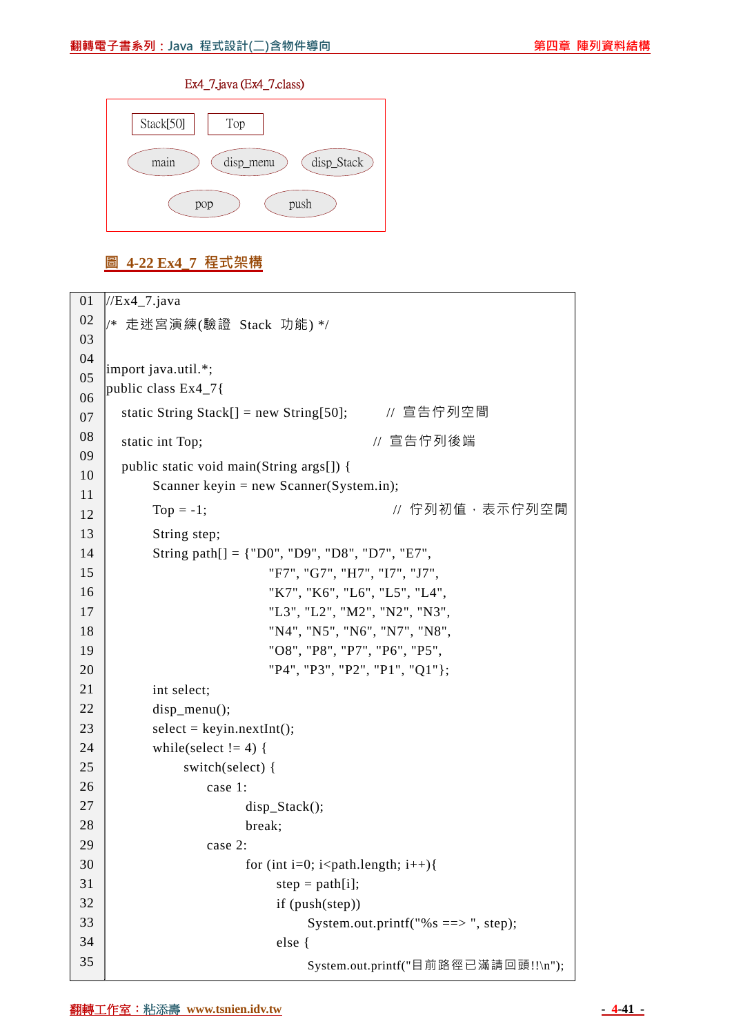Ex4_7.java (Ex4_7.class)

| Stack[50] | Top |
|---|---|

main　disp_menu　disp_Stack

pop　push

**圖 4-22 Ex4_7 程式架構**

```
01  //Ex4_7.java
02  /* 走迷宮演練(驗證 Stack 功能) */
03
04  import java.util.*;
05  public class Ex4_7{
06      static String Stack[] = new String[50];        // 宣告佇列空間
07      static int Top;                                 // 宣告佇列後端
08      public static void main(String args[]) {
09          Scanner keyin = new Scanner(System.in);
10          Top = -1;                                   // 佇列初值，表示佇列空間
11          String step;
12          String path[] = {"D0", "D9", "D8", "D7", "E7",
13                           "F7", "G7", "H7", "I7", "J7",
14                           "K7", "K6", "L6", "L5", "L4",
15                           "L3", "L2", "M2", "N2", "N3",
16                           "N4", "N5", "N6", "N7", "N8",
17                           "O8", "P8", "P7", "P6", "P5",
18                           "P4", "P3", "P2", "P1", "Q1"};
19          int select;
20          disp_menu();
21          select = keyin.nextInt();
22          while(select != 4) {
23              switch(select) {
24                  case 1:
25                      disp_Stack();
26                      break;
27                  case 2:
28                      for (int i=0; i<path.length; i++){
29                          step = path[i];
30                          if (push(step))
31                              System.out.printf("%s ==> ", step);
32                          else {
33                              System.out.printf("目前路徑已滿請回頭!!\n");
```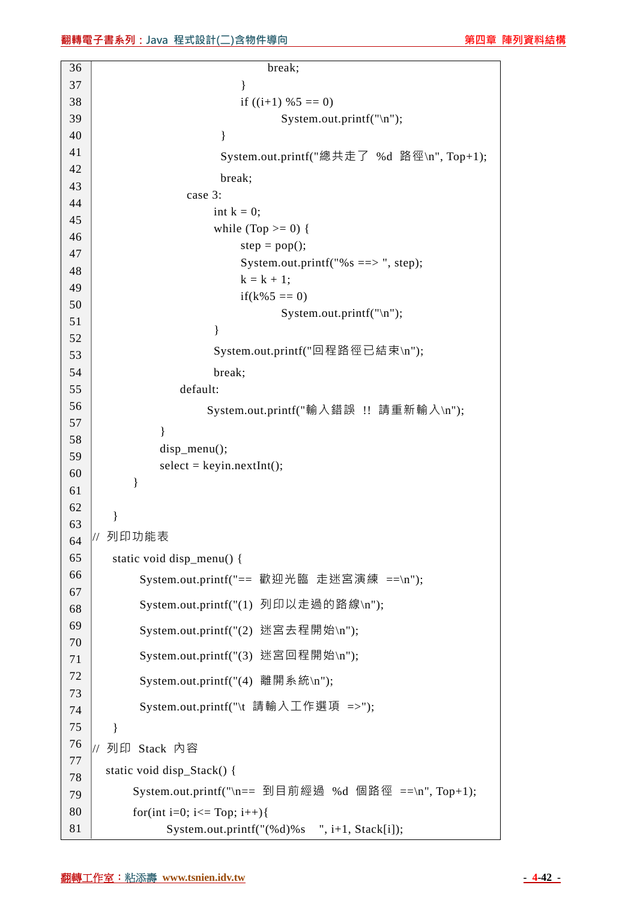```
36                              break;
37                          }
38                          if ((i+1) %5 == 0)
39                              System.out.printf("\n");
40                      }
41                      System.out.printf("總共走了 %d 路徑\n", Top+1);
42                      break;
43                  case 3:
44                      int k = 0;
45                      while (Top >= 0) {
46                          step = pop();
47                          System.out.printf("%s ==> ", step);
48                          k = k + 1;
49                          if(k%5 == 0)
50                              System.out.printf("\n");
51                      }
52                      System.out.printf("回程路徑已結束\n");
53                      break;
54                  default:
55                      System.out.printf("輸入錯誤 !! 請重新輸入\n");
56              }
57              disp_menu();
58              select = keyin.nextInt();
59          }
60
61      }
62  // 列印功能表
63      static void disp_menu() {
64          System.out.printf("== 歡迎光臨 走迷宮演練 ==\n");
65          System.out.printf("(1) 列印以走過的路線\n");
66          System.out.printf("(2) 迷宮去程開始\n");
67          System.out.printf("(3) 迷宮回程開始\n");
68          System.out.printf("(4) 離開系統\n");
69          System.out.printf("\t 請輸入工作選項 =>");
70      }
71  // 列印 Stack 內容
72      static void disp_Stack() {
73          System.out.printf("\n== 到目前經過 %d 個路徑 ==\n", Top+1);
74          for(int i=0; i<= Top; i++){
75              System.out.printf("(%d)%s   ", i+1, Stack[i]);
```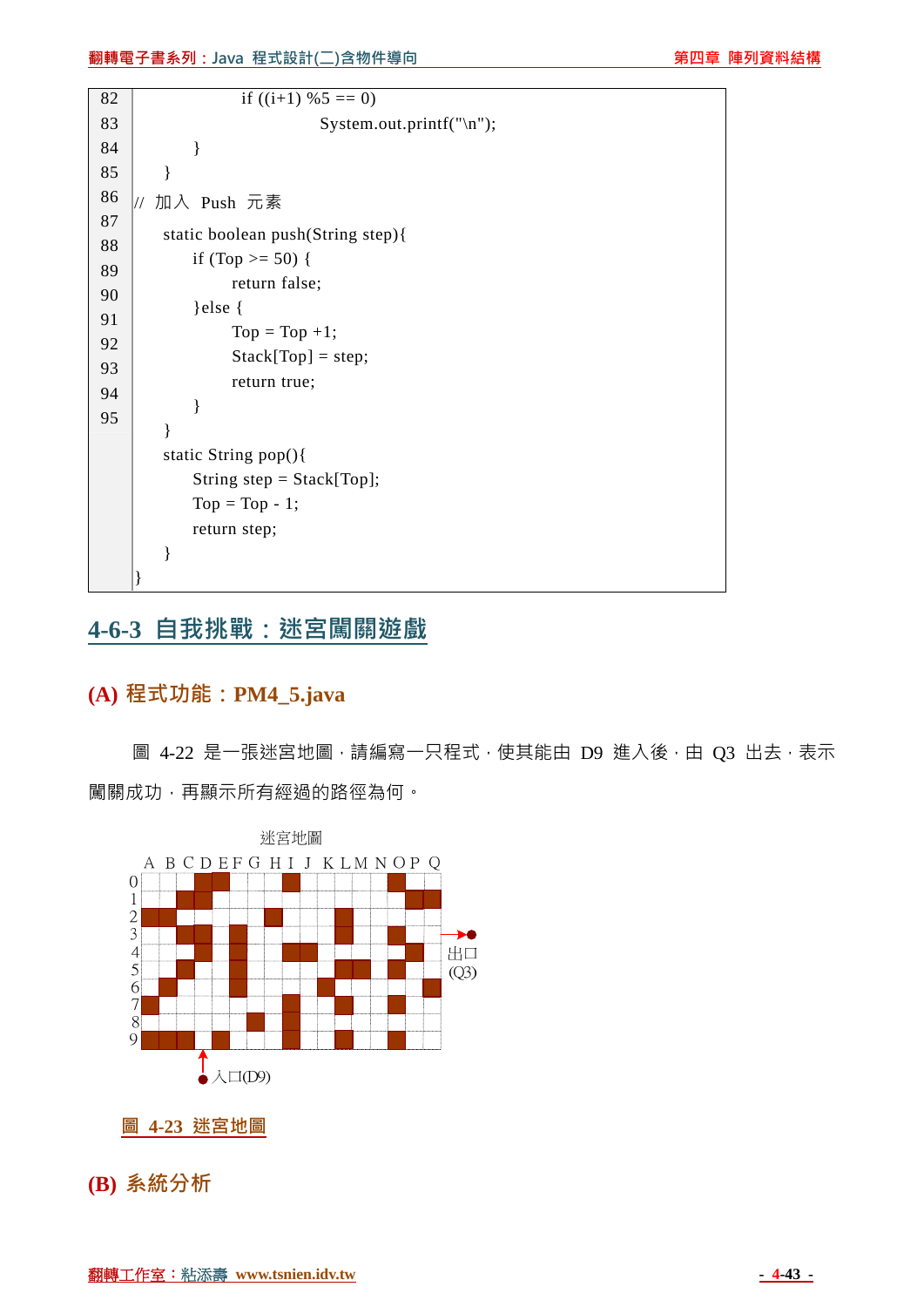```
82                  if ((i+1) %5 == 0)
83                          System.out.printf("\n");
84              }
85      }
86  //  加入  Push  元素
87      static boolean push(String step){
88          if (Top >= 50) {
89              return false;
90          }else {
91              Top = Top +1;
92              Stack[Top] = step;
93              return true;
94          }
95      }
        static String pop(){
            String step = Stack[Top];
            Top = Top - 1;
            return step;
        }
    }
```

## 4-6-3 自我挑戰：迷宮闖關遊戲

### (A) 程式功能：PM4_5.java

圖 4-22 是一張迷宮地圖，請編寫一只程式，使其能由 D9 進入後，由 Q3 出去，表示闖關成功，再顯示所有經過的路徑為何。

迷宮地圖

出口(Q3)

入口(D9)

圖 4-23 迷宮地圖

### (B) 系統分析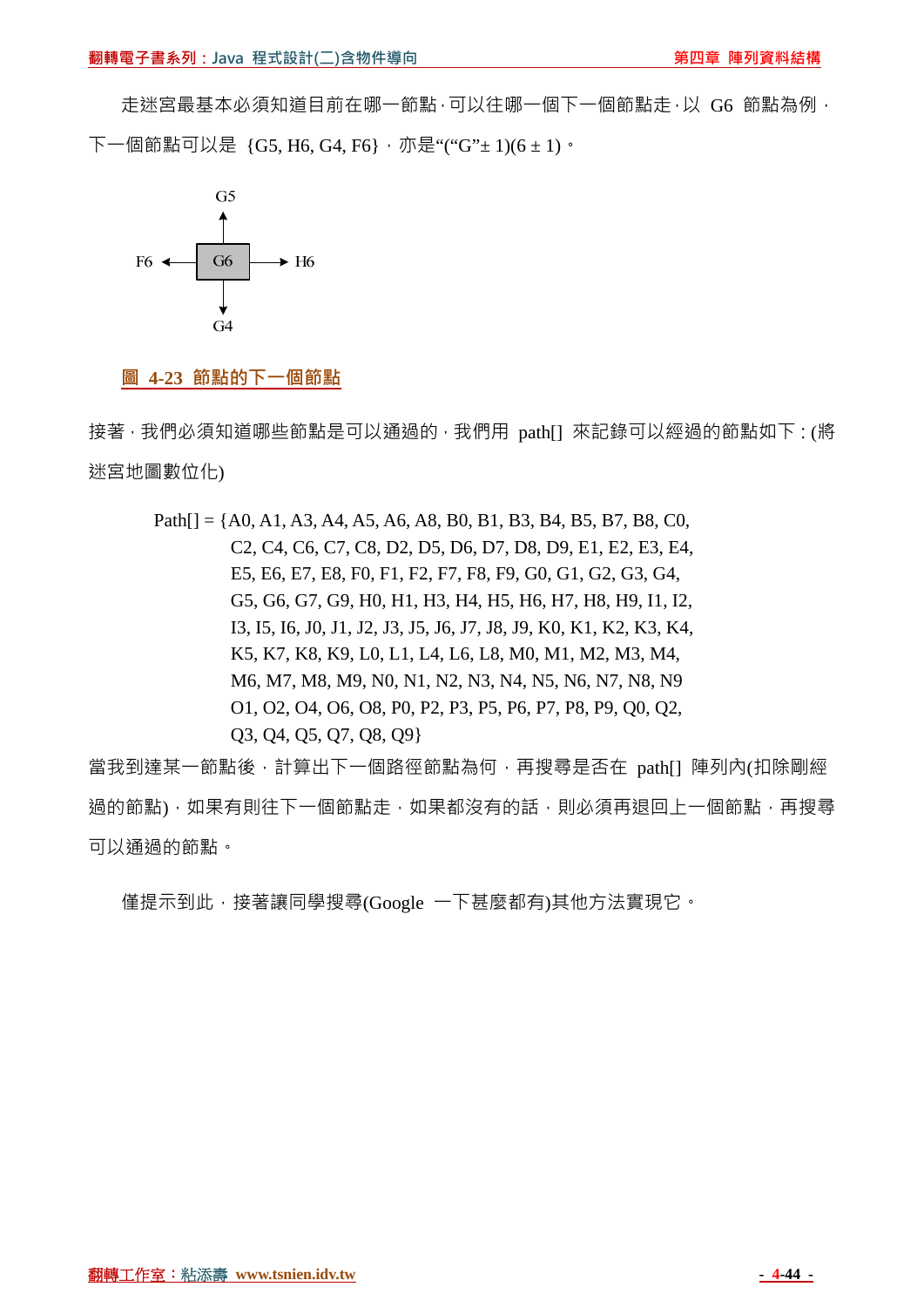走迷宮最基本必須知道目前在哪一節點，可以往哪一個下一個節點走，以 G6 節點為例，下一個節點可以是 {G5, H6, G4, F6}，亦是“(“G”± 1)(6 ± 1)。

G5

F6 ← G6 → H6

G4

圖 4-23 節點的下一個節點

接著，我們必須知道哪些節點是可以通過的，我們用 path[] 來記錄可以經過的節點如下：(將迷宮地圖數位化)

```
Path[] = {A0, A1, A3, A4, A5, A6, A8, B0, B1, B3, B4, B5, B7, B8, C0,
          C2, C4, C6, C7, C8, D2, D5, D6, D7, D8, D9, E1, E2, E3, E4,
          E5, E6, E7, E8, F0, F1, F2, F7, F8, F9, G0, G1, G2, G3, G4,
          G5, G6, G7, G9, H0, H1, H3, H4, H5, H6, H7, H8, H9, I1, I2,
          I3, I5, I6, J0, J1, J2, J3, J5, J6, J7, J8, J9, K0, K1, K2, K3, K4,
          K5, K7, K8, K9, L0, L1, L4, L6, L8, M0, M1, M2, M3, M4,
          M6, M7, M8, M9, N0, N1, N2, N3, N4, N5, N6, N7, N8, N9
          O1, O2, O4, O6, O8, P0, P2, P3, P5, P6, P7, P8, P9, Q0, Q2,
          Q3, Q4, Q5, Q7, Q8, Q9}
```

當我到達某一節點後，計算出下一個路徑節點為何，再搜尋是否在 path[] 陣列內(扣除剛經過的節點)，如果有則往下一個節點走，如果都沒有的話，則必須再退回上一個節點，再搜尋可以通過的節點。

僅提示到此，接著讓同學搜尋(Google 一下甚麼都有)其他方法實現它。